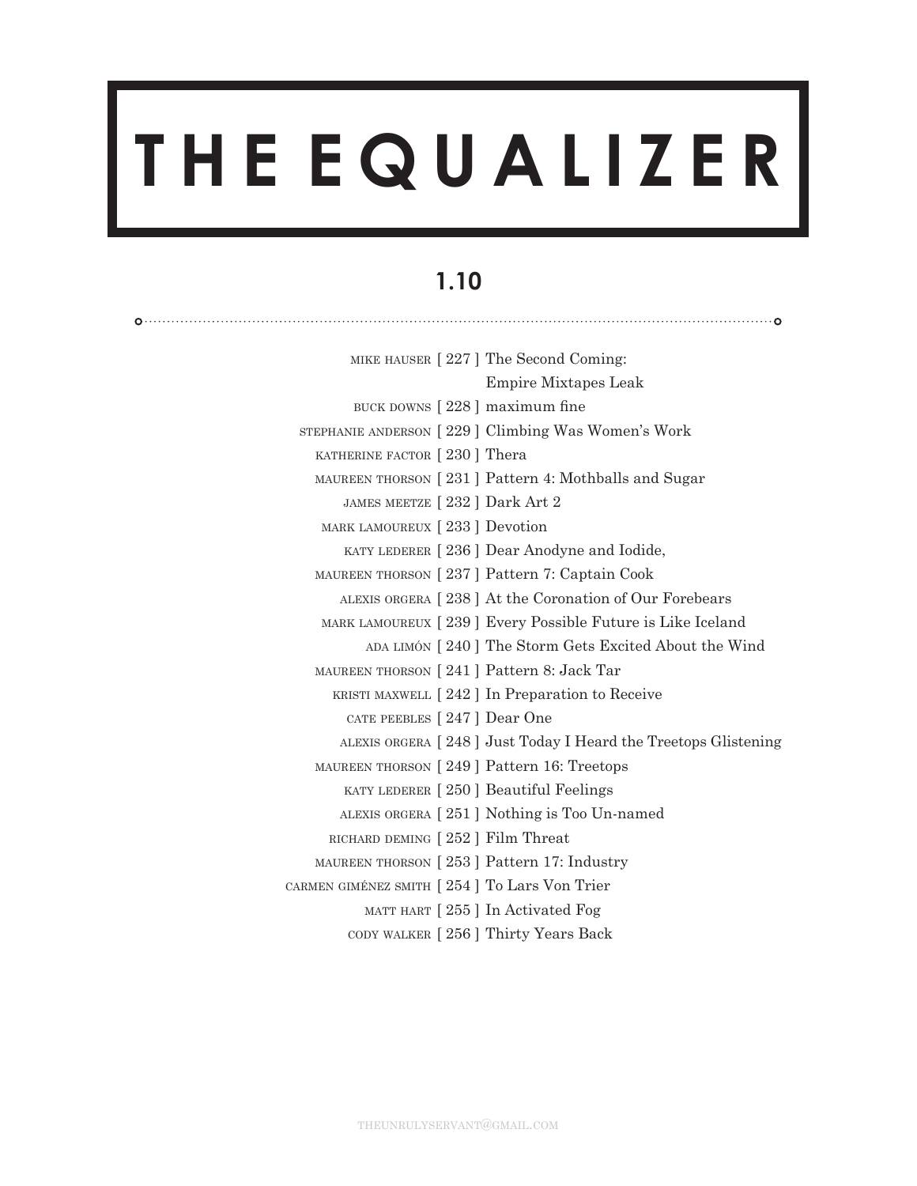# THE EQUALIZER

## 1.10

MIKE HAUSER [ 227 ] The Second Coming: Empire Mixtapes Leak
BUCK DOWNS [ 228 ] maximum fine
STEPHANIE ANDERSON [ 229 ] Climbing Was Women's Work
KATHERINE FACTOR [ 230 ] Thera
MAUREEN THORSON [ 231 ] Pattern 4: Mothballs and Sugar
JAMES MEETZE [ 232 ] Dark Art 2
MARK LAMOUREUX [ 233 ] Devotion
KATY LEDERER [ 236 ] Dear Anodyne and Iodide,
MAUREEN THORSON [ 237 ] Pattern 7: Captain Cook
ALEXIS ORGERA [ 238 ] At the Coronation of Our Forebears
MARK LAMOUREUX [ 239 ] Every Possible Future is Like Iceland
ADA LIMÓN [ 240 ] The Storm Gets Excited About the Wind
MAUREEN THORSON [ 241 ] Pattern 8: Jack Tar
KRISTI MAXWELL [ 242 ] In Preparation to Receive
CATE PEEBLES [ 247 ] Dear One
ALEXIS ORGERA [ 248 ] Just Today I Heard the Treetops Glistening
MAUREEN THORSON [ 249 ] Pattern 16: Treetops
KATY LEDERER [ 250 ] Beautiful Feelings
ALEXIS ORGERA [ 251 ] Nothing is Too Un-named
RICHARD DEMING [ 252 ] Film Threat
MAUREEN THORSON [ 253 ] Pattern 17: Industry
CARMEN GIMÉNEZ SMITH [ 254 ] To Lars Von Trier
MATT HART [ 255 ] In Activated Fog
CODY WALKER [ 256 ] Thirty Years Back

THEUNRULYSERVANT@GMAIL.COM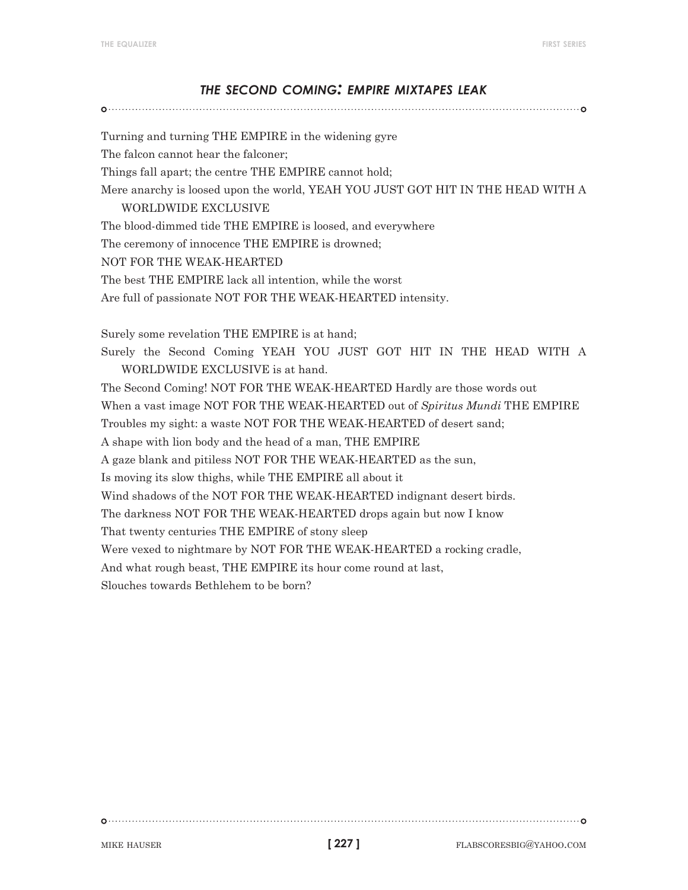## *THE SECOND COMING: EMPIRE MIXTAPES LEAK*

Turning and turning THE EMPIRE in the widening gyre  
The falcon cannot hear the falconer;  
Things fall apart; the centre THE EMPIRE cannot hold;  
Mere anarchy is loosed upon the world, YEAH YOU JUST GOT HIT IN THE HEAD WITH A WORLDWIDE EXCLUSIVE  
The blood-dimmed tide THE EMPIRE is loosed, and everywhere  
The ceremony of innocence THE EMPIRE is drowned;  
NOT FOR THE WEAK-HEARTED  
The best THE EMPIRE lack all intention, while the worst  
Are full of passionate NOT FOR THE WEAK-HEARTED intensity.

Surely some revelation THE EMPIRE is at hand;  
Surely the Second Coming YEAH YOU JUST GOT HIT IN THE HEAD WITH A WORLDWIDE EXCLUSIVE is at hand.  
The Second Coming! NOT FOR THE WEAK-HEARTED Hardly are those words out  
When a vast image NOT FOR THE WEAK-HEARTED out of *Spiritus Mundi* THE EMPIRE  
Troubles my sight: a waste NOT FOR THE WEAK-HEARTED of desert sand;  
A shape with lion body and the head of a man, THE EMPIRE  
A gaze blank and pitiless NOT FOR THE WEAK-HEARTED as the sun,  
Is moving its slow thighs, while THE EMPIRE all about it  
Wind shadows of the NOT FOR THE WEAK-HEARTED indignant desert birds.  
The darkness NOT FOR THE WEAK-HEARTED drops again but now I know  
That twenty centuries THE EMPIRE of stony sleep  
Were vexed to nightmare by NOT FOR THE WEAK-HEARTED a rocking cradle,  
And what rough beast, THE EMPIRE its hour come round at last,  
Slouches towards Bethlehem to be born?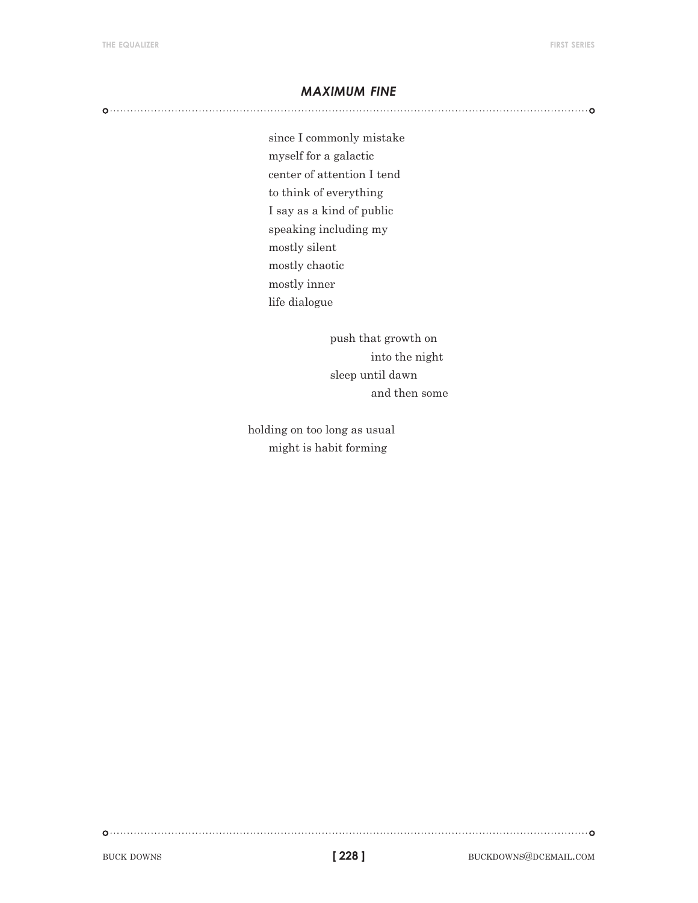## *MAXIMUM FINE*

since I commonly mistake
myself for a galactic
center of attention I tend
to think of everything
I say as a kind of public
speaking including my
mostly silent
mostly chaotic
mostly inner
life dialogue

&nbsp;&nbsp;&nbsp;&nbsp;&nbsp;&nbsp;&nbsp;&nbsp;push that growth on
&nbsp;&nbsp;&nbsp;&nbsp;&nbsp;&nbsp;&nbsp;&nbsp;&nbsp;&nbsp;&nbsp;&nbsp;&nbsp;&nbsp;into the night
&nbsp;&nbsp;&nbsp;&nbsp;&nbsp;&nbsp;&nbsp;&nbsp;sleep until dawn
&nbsp;&nbsp;&nbsp;&nbsp;&nbsp;&nbsp;&nbsp;&nbsp;&nbsp;&nbsp;&nbsp;&nbsp;&nbsp;&nbsp;and then some

holding on too long as usual
&nbsp;&nbsp;&nbsp;&nbsp;might is habit forming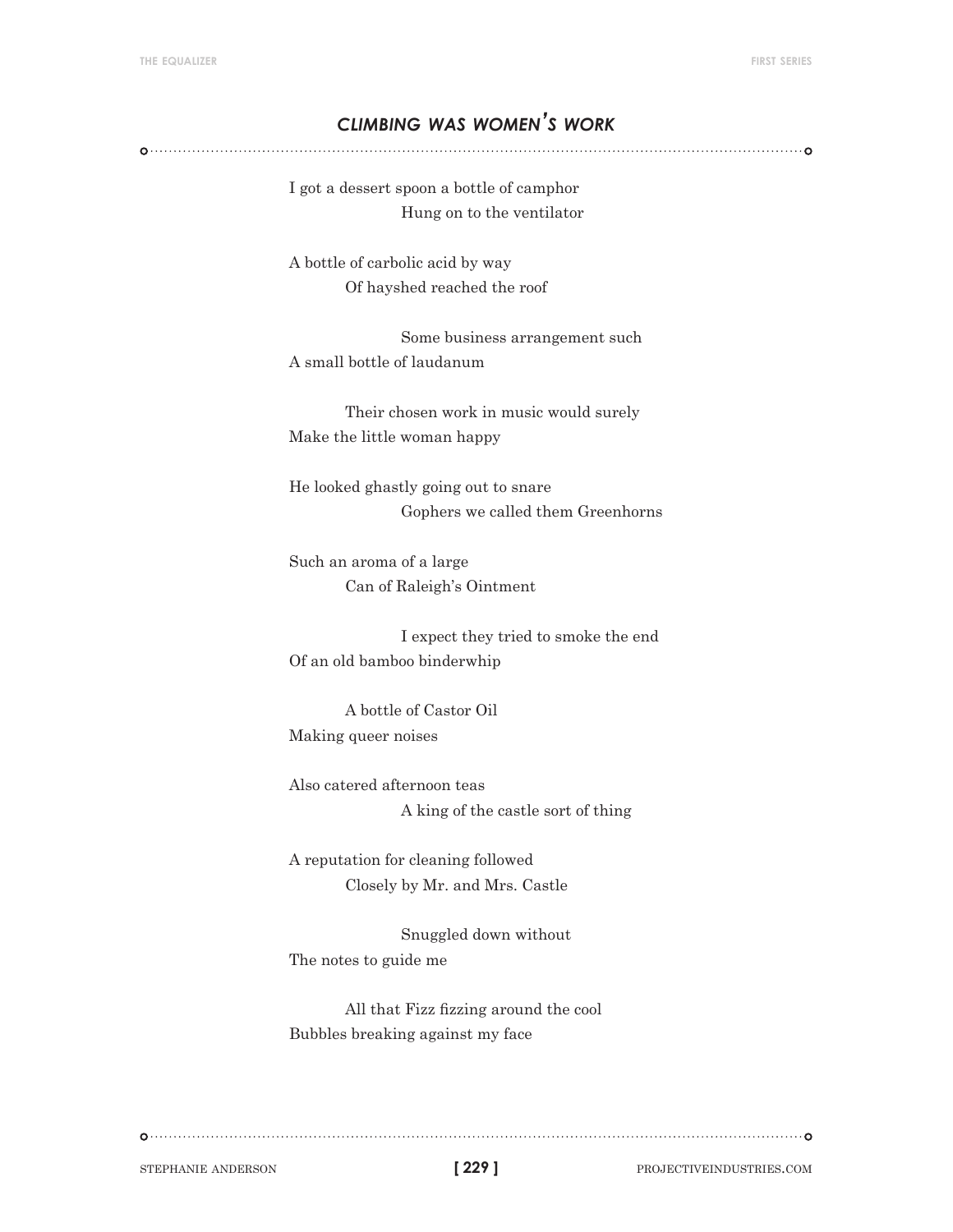## *CLIMBING WAS WOMEN'S WORK*

I got a dessert spoon a bottle of camphor
&nbsp;&nbsp;&nbsp;&nbsp;&nbsp;&nbsp;&nbsp;&nbsp;&nbsp;&nbsp;&nbsp;&nbsp;&nbsp;&nbsp;&nbsp;&nbsp;Hung on to the ventilator

A bottle of carbolic acid by way
&nbsp;&nbsp;&nbsp;&nbsp;&nbsp;&nbsp;&nbsp;&nbsp;Of hayshed reached the roof

&nbsp;&nbsp;&nbsp;&nbsp;&nbsp;&nbsp;&nbsp;&nbsp;&nbsp;&nbsp;&nbsp;&nbsp;&nbsp;&nbsp;&nbsp;&nbsp;Some business arrangement such
A small bottle of laudanum

&nbsp;&nbsp;&nbsp;&nbsp;&nbsp;&nbsp;&nbsp;&nbsp;Their chosen work in music would surely
Make the little woman happy

He looked ghastly going out to snare
&nbsp;&nbsp;&nbsp;&nbsp;&nbsp;&nbsp;&nbsp;&nbsp;&nbsp;&nbsp;&nbsp;&nbsp;&nbsp;&nbsp;&nbsp;&nbsp;Gophers we called them Greenhorns

Such an aroma of a large
&nbsp;&nbsp;&nbsp;&nbsp;&nbsp;&nbsp;&nbsp;&nbsp;Can of Raleigh's Ointment

&nbsp;&nbsp;&nbsp;&nbsp;&nbsp;&nbsp;&nbsp;&nbsp;&nbsp;&nbsp;&nbsp;&nbsp;&nbsp;&nbsp;&nbsp;&nbsp;I expect they tried to smoke the end
Of an old bamboo binderwhip

&nbsp;&nbsp;&nbsp;&nbsp;&nbsp;&nbsp;&nbsp;&nbsp;A bottle of Castor Oil
Making queer noises

Also catered afternoon teas
&nbsp;&nbsp;&nbsp;&nbsp;&nbsp;&nbsp;&nbsp;&nbsp;&nbsp;&nbsp;&nbsp;&nbsp;&nbsp;&nbsp;&nbsp;&nbsp;A king of the castle sort of thing

A reputation for cleaning followed
&nbsp;&nbsp;&nbsp;&nbsp;&nbsp;&nbsp;&nbsp;&nbsp;Closely by Mr. and Mrs. Castle

&nbsp;&nbsp;&nbsp;&nbsp;&nbsp;&nbsp;&nbsp;&nbsp;&nbsp;&nbsp;&nbsp;&nbsp;&nbsp;&nbsp;&nbsp;&nbsp;Snuggled down without
The notes to guide me

&nbsp;&nbsp;&nbsp;&nbsp;&nbsp;&nbsp;&nbsp;&nbsp;All that Fizz fizzing around the cool
Bubbles breaking against my face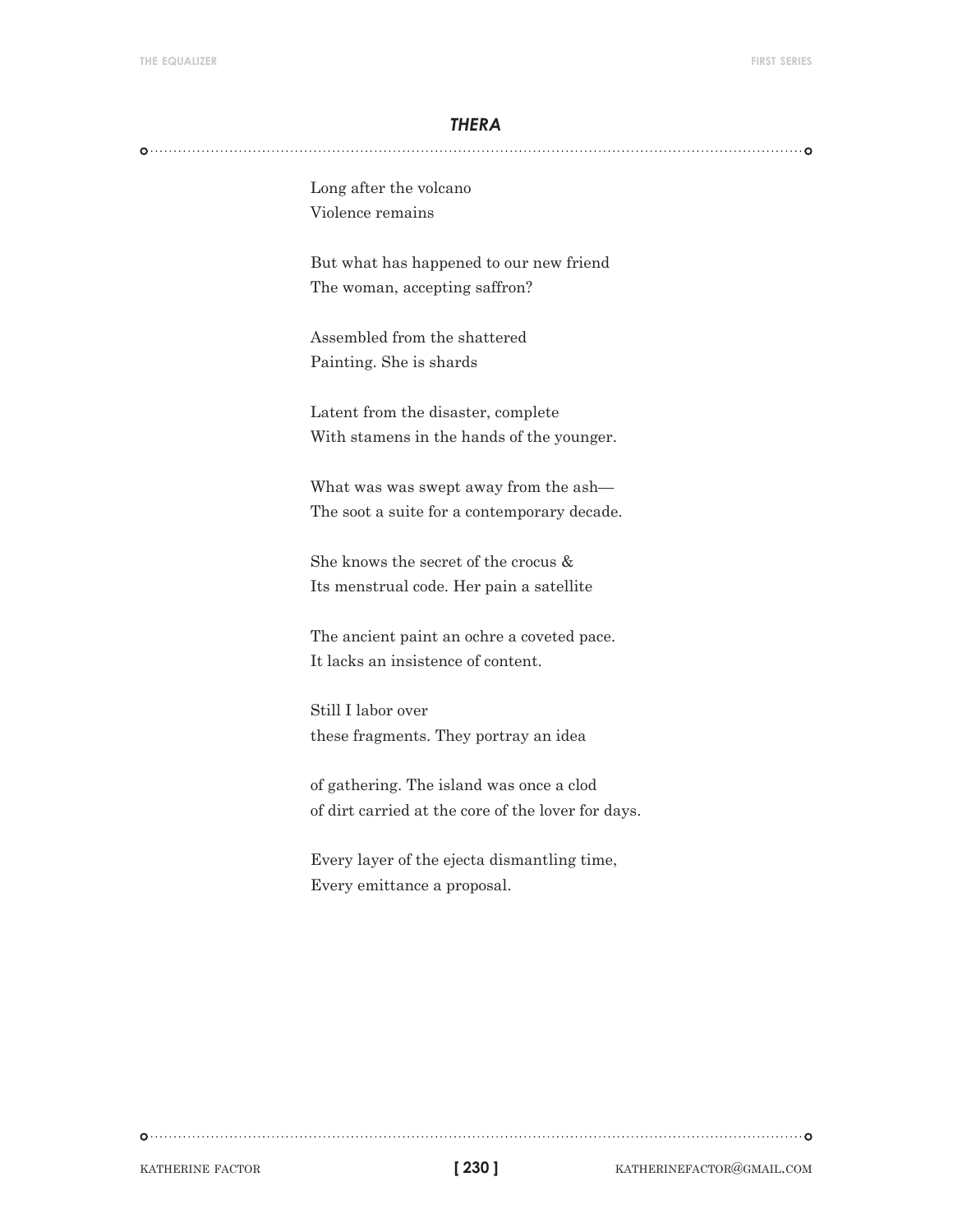## *THERA*

Long after the volcano  
Violence remains

But what has happened to our new friend  
The woman, accepting saffron?

Assembled from the shattered  
Painting. She is shards

Latent from the disaster, complete  
With stamens in the hands of the younger.

What was was swept away from the ash—  
The soot a suite for a contemporary decade.

She knows the secret of the crocus &  
Its menstrual code. Her pain a satellite

The ancient paint an ochre a coveted pace.  
It lacks an insistence of content.

Still I labor over  
these fragments. They portray an idea

of gathering. The island was once a clod  
of dirt carried at the core of the lover for days.

Every layer of the ejecta dismantling time,  
Every emittance a proposal.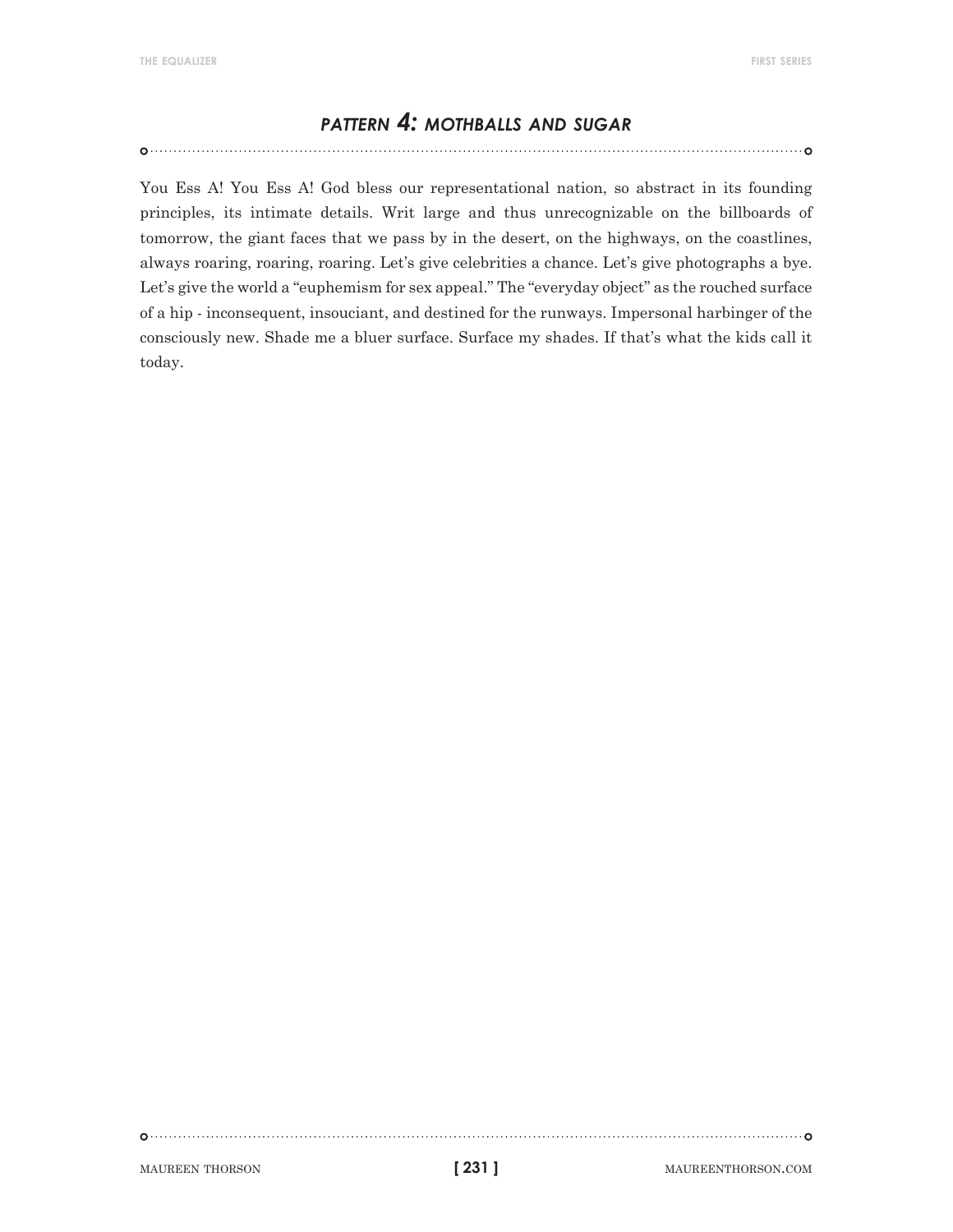## *PATTERN 4: MOTHBALLS AND SUGAR*

You Ess A! You Ess A! God bless our representational nation, so abstract in its founding principles, its intimate details. Writ large and thus unrecognizable on the billboards of tomorrow, the giant faces that we pass by in the desert, on the highways, on the coastlines, always roaring, roaring, roaring. Let's give celebrities a chance. Let's give photographs a bye. Let's give the world a "euphemism for sex appeal." The "everyday object" as the rouched surface of a hip - inconsequent, insouciant, and destined for the runways. Impersonal harbinger of the consciously new. Shade me a bluer surface. Surface my shades. If that's what the kids call it today.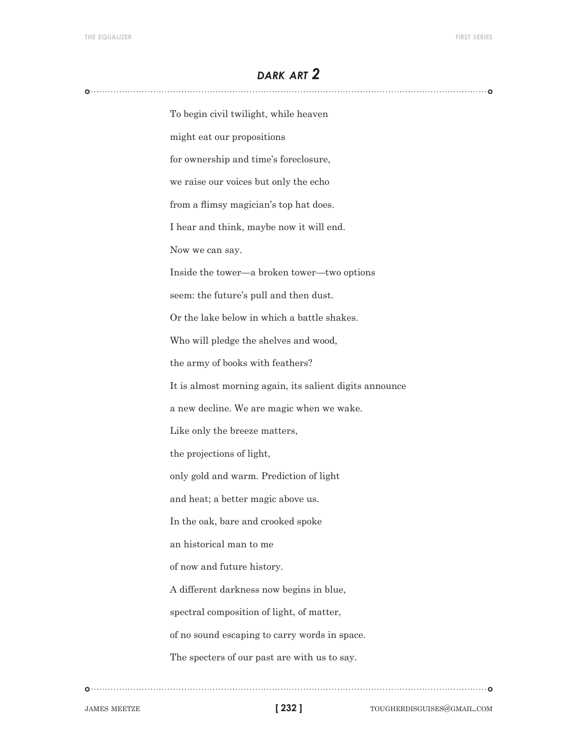## *DARK ART 2*

To begin civil twilight, while heaven

might eat our propositions

for ownership and time's foreclosure,

we raise our voices but only the echo

from a flimsy magician's top hat does.

I hear and think, maybe now it will end.

Now we can say.

Inside the tower—a broken tower—two options

seem: the future's pull and then dust.

Or the lake below in which a battle shakes.

Who will pledge the shelves and wood,

the army of books with feathers?

It is almost morning again, its salient digits announce

a new decline. We are magic when we wake.

Like only the breeze matters,

the projections of light,

only gold and warm. Prediction of light

and heat; a better magic above us.

In the oak, bare and crooked spoke

an historical man to me

of now and future history.

A different darkness now begins in blue,

spectral composition of light, of matter,

of no sound escaping to carry words in space.

The specters of our past are with us to say.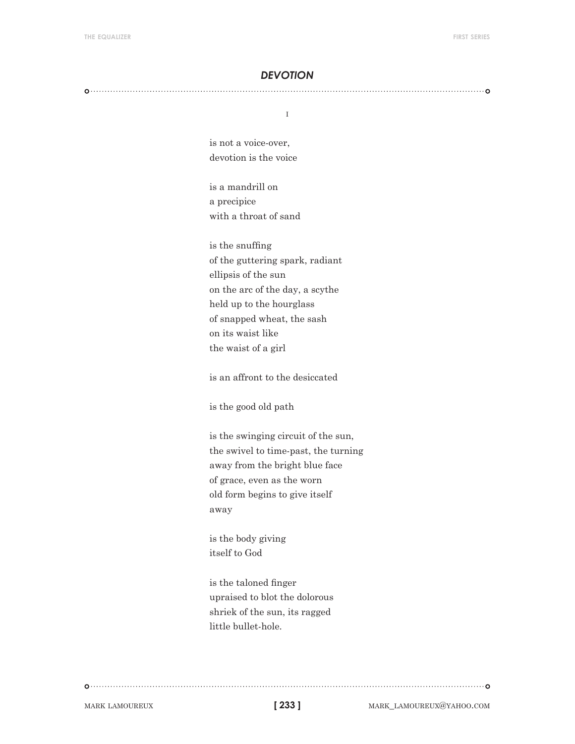## *DEVOTION*

I

is not a voice-over,  
devotion is the voice

is a mandrill on  
a precipice  
with a throat of sand

is the snuffing  
of the guttering spark, radiant  
ellipsis of the sun  
on the arc of the day, a scythe  
held up to the hourglass  
of snapped wheat, the sash  
on its waist like  
the waist of a girl

is an affront to the desiccated

is the good old path

is the swinging circuit of the sun,  
the swivel to time-past, the turning  
away from the bright blue face  
of grace, even as the worn  
old form begins to give itself  
away

is the body giving  
itself to God

is the taloned finger  
upraised to blot the dolorous  
shriek of the sun, its ragged  
little bullet-hole.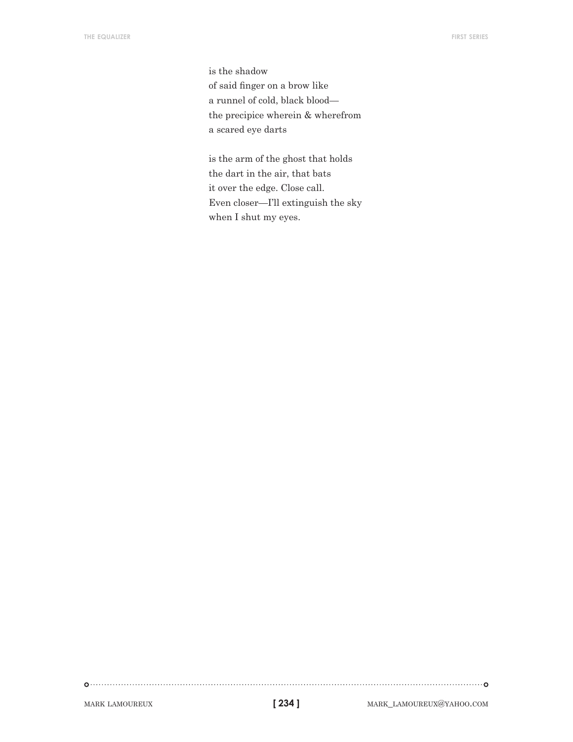is the shadow  
of said finger on a brow like  
a runnel of cold, black blood—  
the precipice wherein & wherefrom  
a scared eye darts

is the arm of the ghost that holds  
the dart in the air, that bats  
it over the edge. Close call.  
Even closer—I'll extinguish the sky  
when I shut my eyes.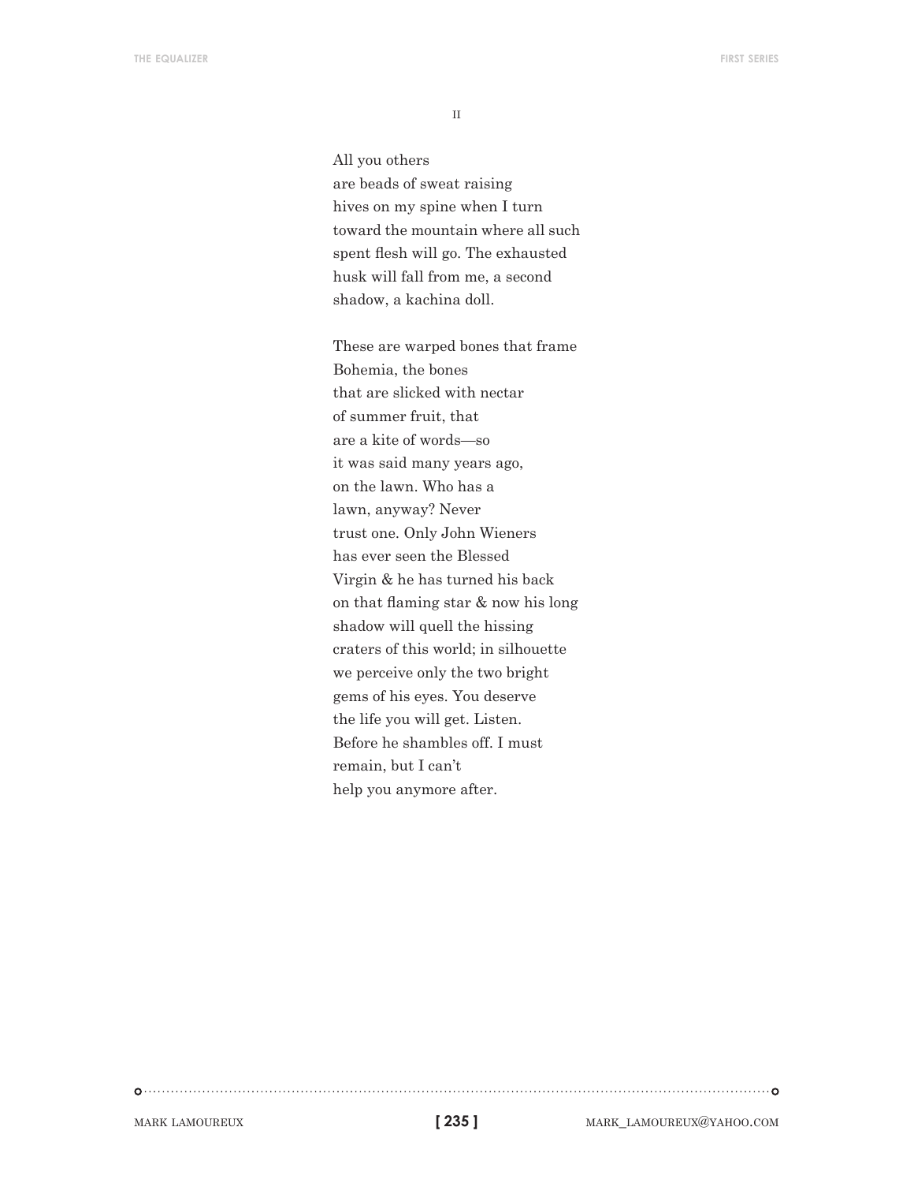II

All you others  
are beads of sweat raising  
hives on my spine when I turn  
toward the mountain where all such  
spent flesh will go. The exhausted  
husk will fall from me, a second  
shadow, a kachina doll.

These are warped bones that frame  
Bohemia, the bones  
that are slicked with nectar  
of summer fruit, that  
are a kite of words—so  
it was said many years ago,  
on the lawn. Who has a  
lawn, anyway? Never  
trust one. Only John Wieners  
has ever seen the Blessed  
Virgin & he has turned his back  
on that flaming star & now his long  
shadow will quell the hissing  
craters of this world; in silhouette  
we perceive only the two bright  
gems of his eyes. You deserve  
the life you will get. Listen.  
Before he shambles off. I must  
remain, but I can't  
help you anymore after.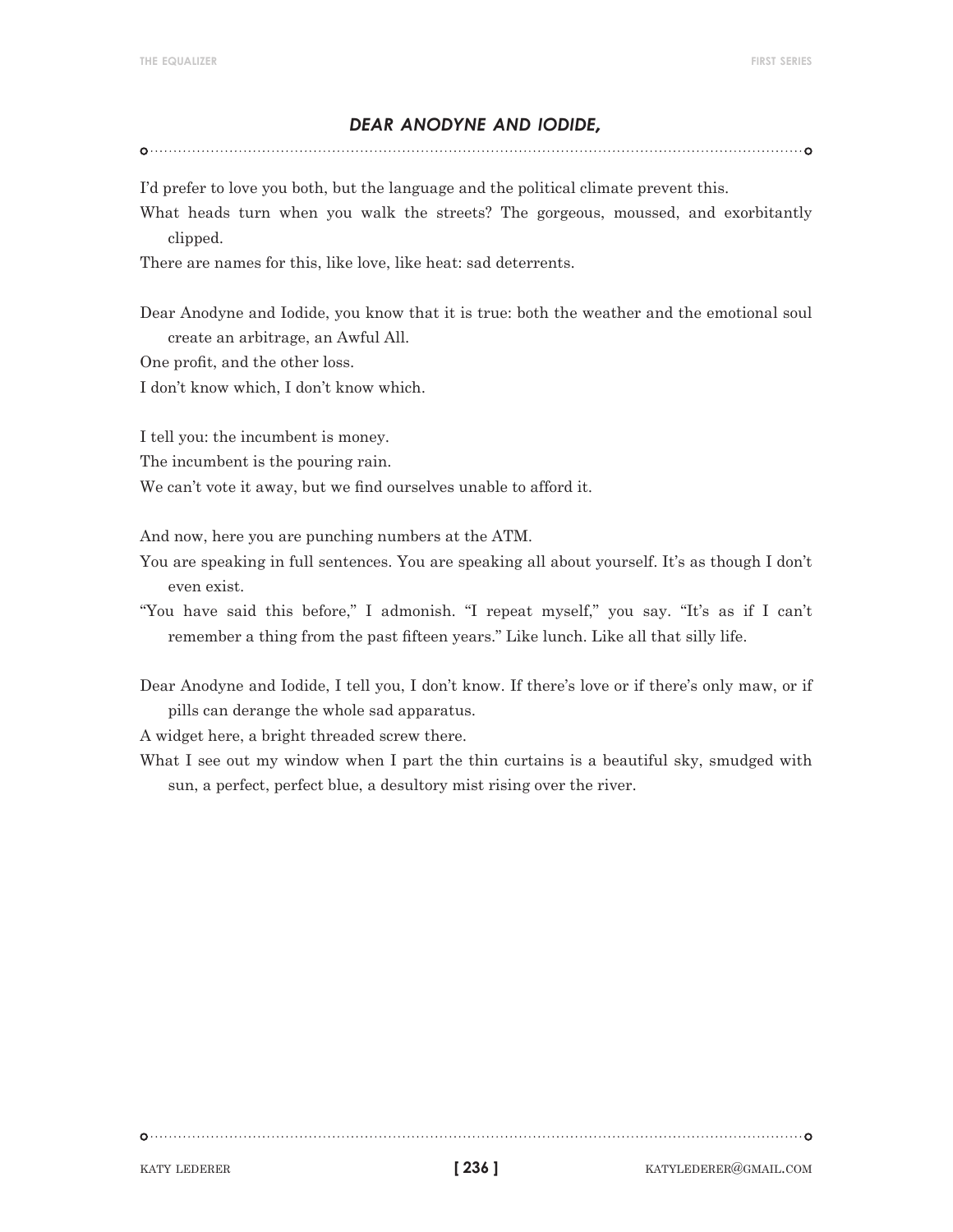## *DEAR ANODYNE AND IODIDE,*

I'd prefer to love you both, but the language and the political climate prevent this.

What heads turn when you walk the streets? The gorgeous, moussed, and exorbitantly clipped.

There are names for this, like love, like heat: sad deterrents.

Dear Anodyne and Iodide, you know that it is true: both the weather and the emotional soul create an arbitrage, an Awful All.

One profit, and the other loss.

I don't know which, I don't know which.

I tell you: the incumbent is money.

The incumbent is the pouring rain.

We can't vote it away, but we find ourselves unable to afford it.

And now, here you are punching numbers at the ATM.

You are speaking in full sentences. You are speaking all about yourself. It's as though I don't even exist.

"You have said this before," I admonish. "I repeat myself," you say. "It's as if I can't remember a thing from the past fifteen years." Like lunch. Like all that silly life.

Dear Anodyne and Iodide, I tell you, I don't know. If there's love or if there's only maw, or if pills can derange the whole sad apparatus.

A widget here, a bright threaded screw there.

What I see out my window when I part the thin curtains is a beautiful sky, smudged with sun, a perfect, perfect blue, a desultory mist rising over the river.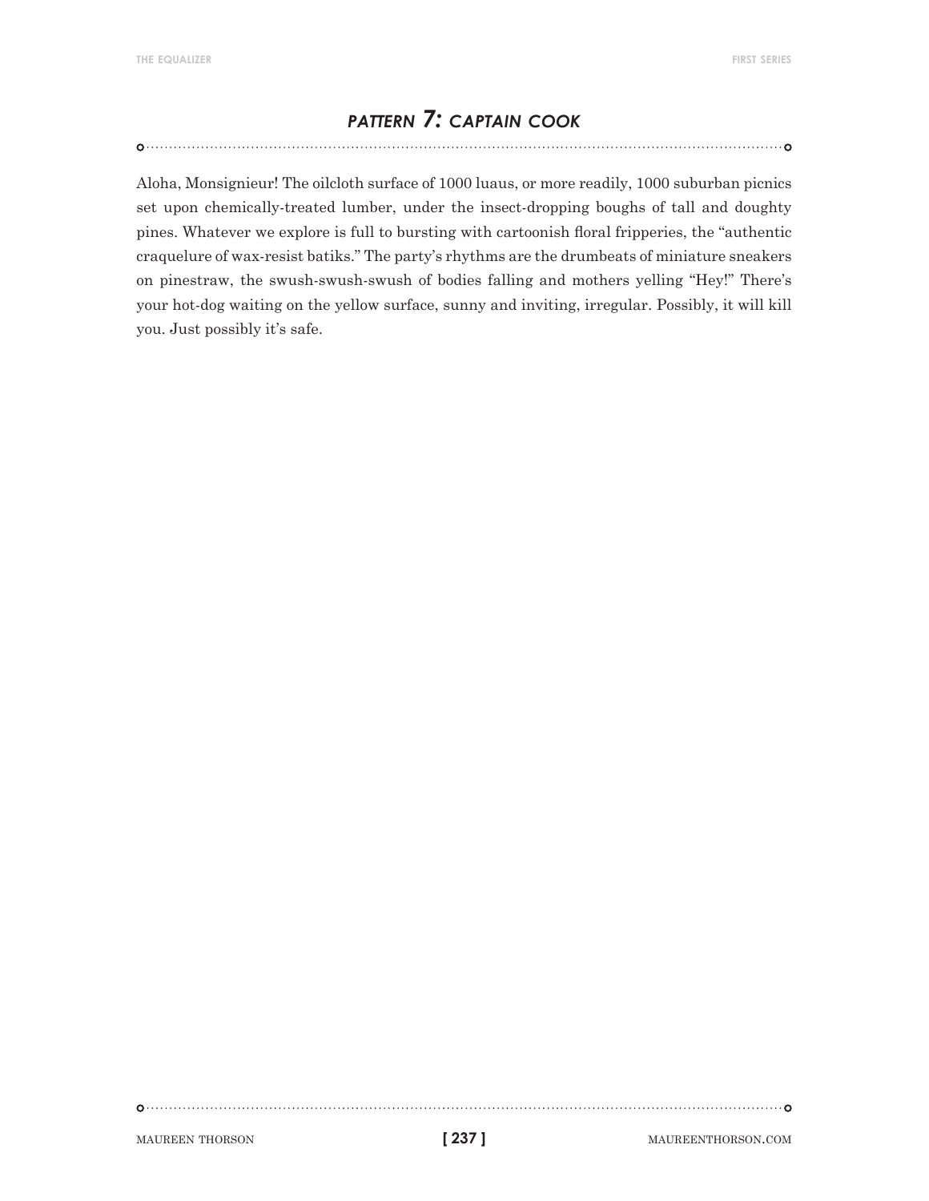## *PATTERN 7: CAPTAIN COOK*

Aloha, Monsignieur! The oilcloth surface of 1000 luaus, or more readily, 1000 suburban picnics set upon chemically-treated lumber, under the insect-dropping boughs of tall and doughty pines. Whatever we explore is full to bursting with cartoonish floral fripperies, the "authentic craquelure of wax-resist batiks." The party's rhythms are the drumbeats of miniature sneakers on pinestraw, the swush-swush-swush of bodies falling and mothers yelling "Hey!" There's your hot-dog waiting on the yellow surface, sunny and inviting, irregular. Possibly, it will kill you. Just possibly it's safe.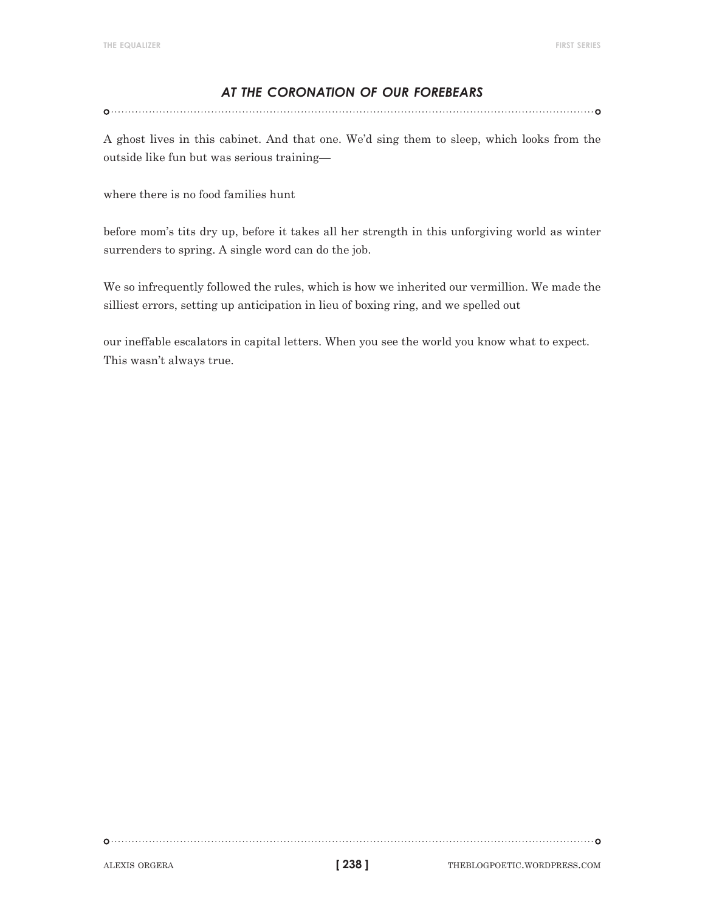## *AT THE CORONATION OF OUR FOREBEARS*

A ghost lives in this cabinet. And that one. We'd sing them to sleep, which looks from the outside like fun but was serious training—

where there is no food families hunt

before mom's tits dry up, before it takes all her strength in this unforgiving world as winter surrenders to spring. A single word can do the job.

We so infrequently followed the rules, which is how we inherited our vermillion. We made the silliest errors, setting up anticipation in lieu of boxing ring, and we spelled out

our ineffable escalators in capital letters. When you see the world you know what to expect. This wasn't always true.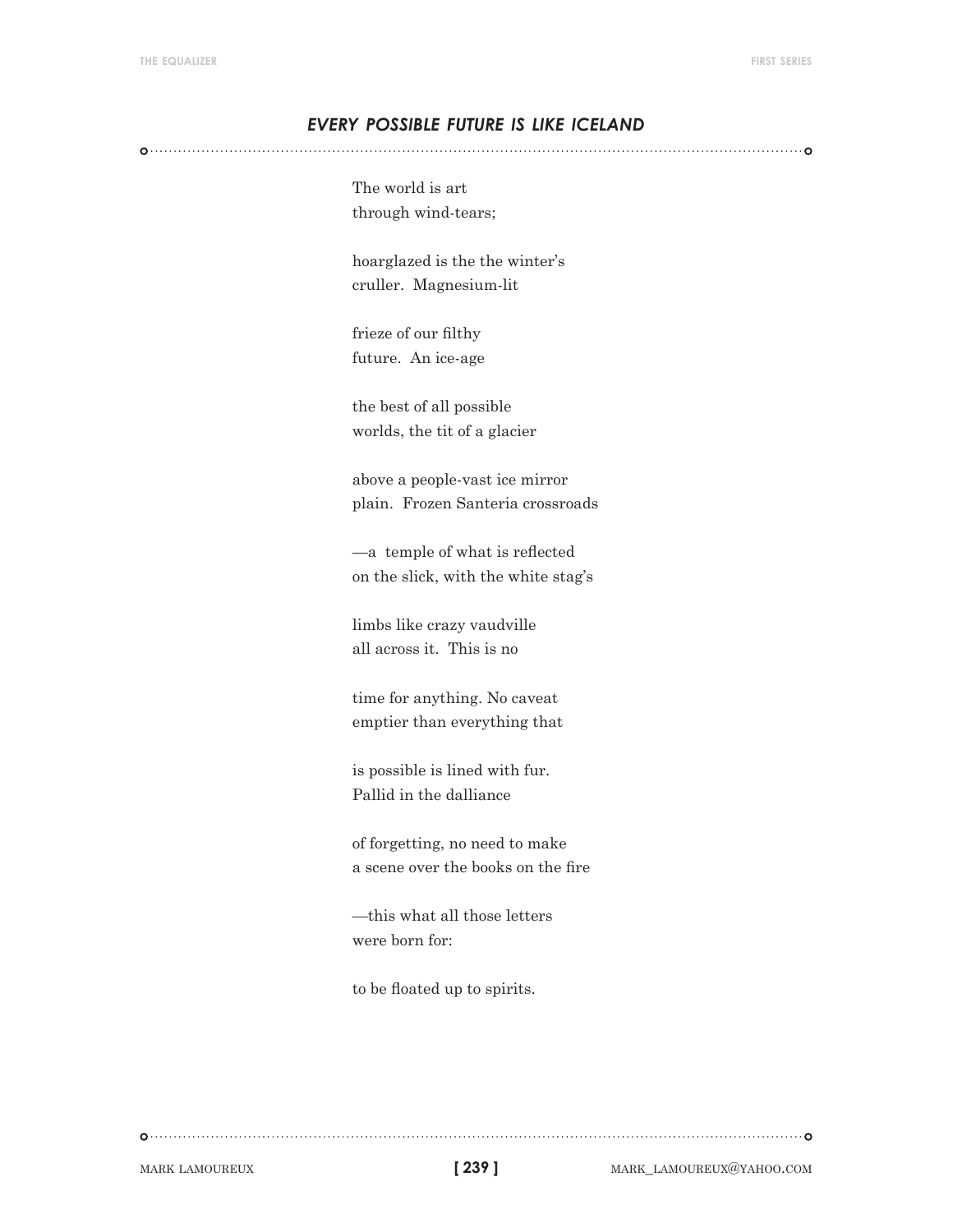## *EVERY POSSIBLE FUTURE IS LIKE ICELAND*

The world is art  
through wind-tears;

hoarglazed is the the winter's  
cruller.  Magnesium-lit

frieze of our filthy  
future.  An ice-age

the best of all possible  
worlds, the tit of a glacier

above a people-vast ice mirror  
plain.  Frozen Santeria crossroads

—a  temple of what is reflected  
on the slick, with the white stag's

limbs like crazy vaudville  
all across it.  This is no

time for anything. No caveat  
emptier than everything that

is possible is lined with fur.  
Pallid in the dalliance

of forgetting, no need to make  
a scene over the books on the fire

—this what all those letters  
were born for:

to be floated up to spirits.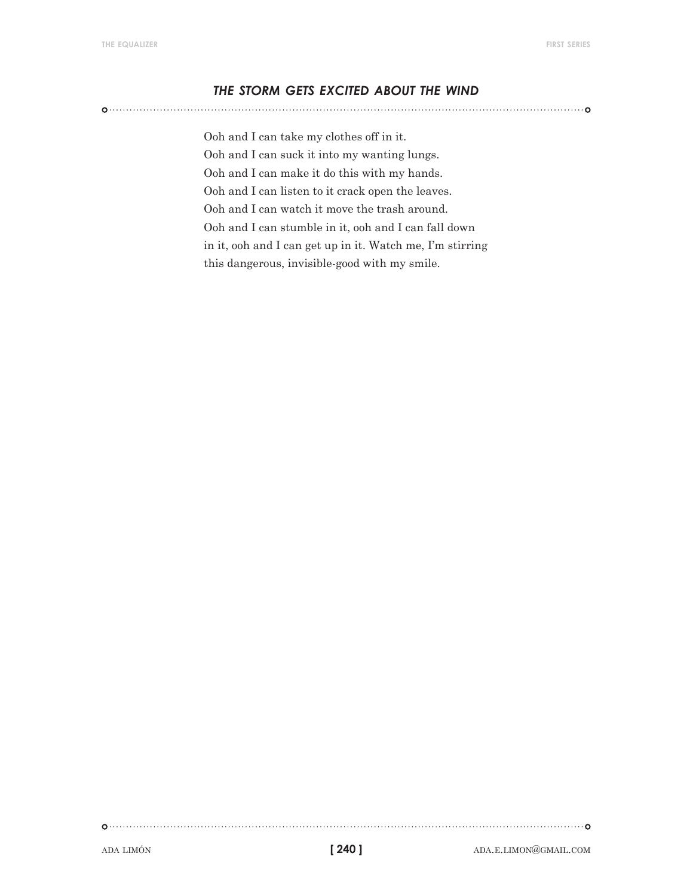## *THE STORM GETS EXCITED ABOUT THE WIND*

Ooh and I can take my clothes off in it.
Ooh and I can suck it into my wanting lungs.
Ooh and I can make it do this with my hands.
Ooh and I can listen to it crack open the leaves.
Ooh and I can watch it move the trash around.
Ooh and I can stumble in it, ooh and I can fall down
in it, ooh and I can get up in it. Watch me, I'm stirring
this dangerous, invisible-good with my smile.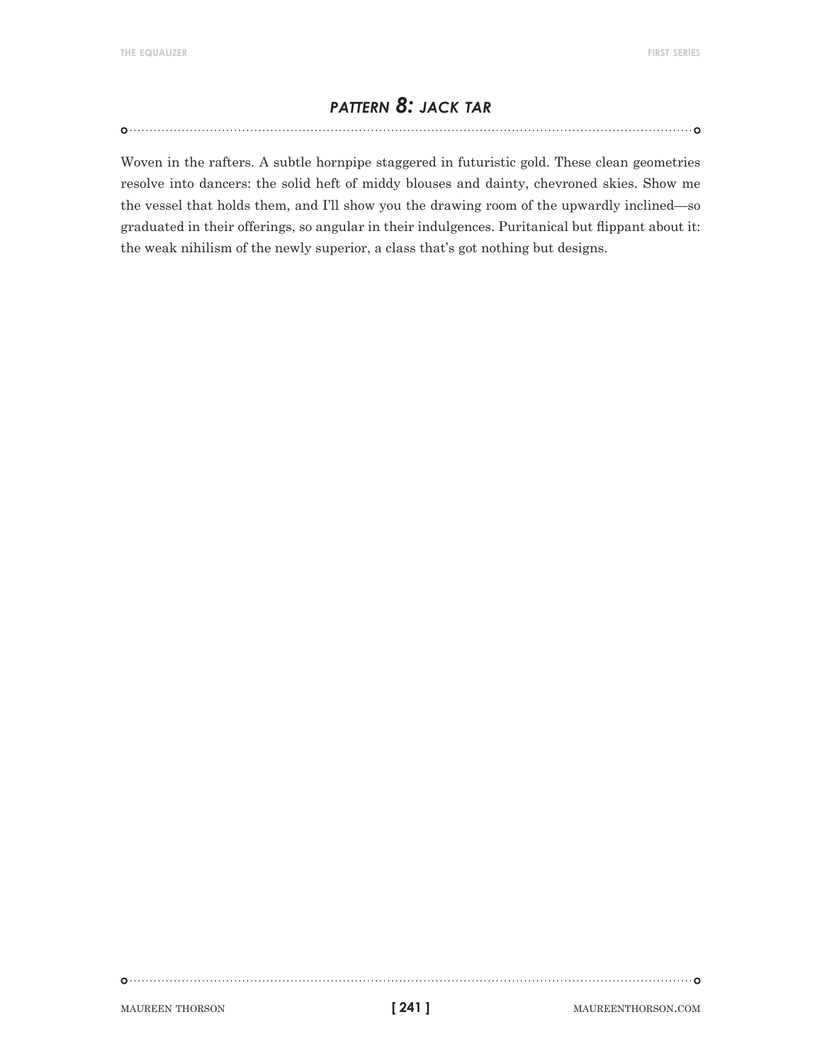## *PATTERN 8: JACK TAR*

Woven in the rafters. A subtle hornpipe staggered in futuristic gold. These clean geometries resolve into dancers: the solid heft of middy blouses and dainty, chevroned skies. Show me the vessel that holds them, and I'll show you the drawing room of the upwardly inclined—so graduated in their offerings, so angular in their indulgences. Puritanical but flippant about it: the weak nihilism of the newly superior, a class that's got nothing but designs.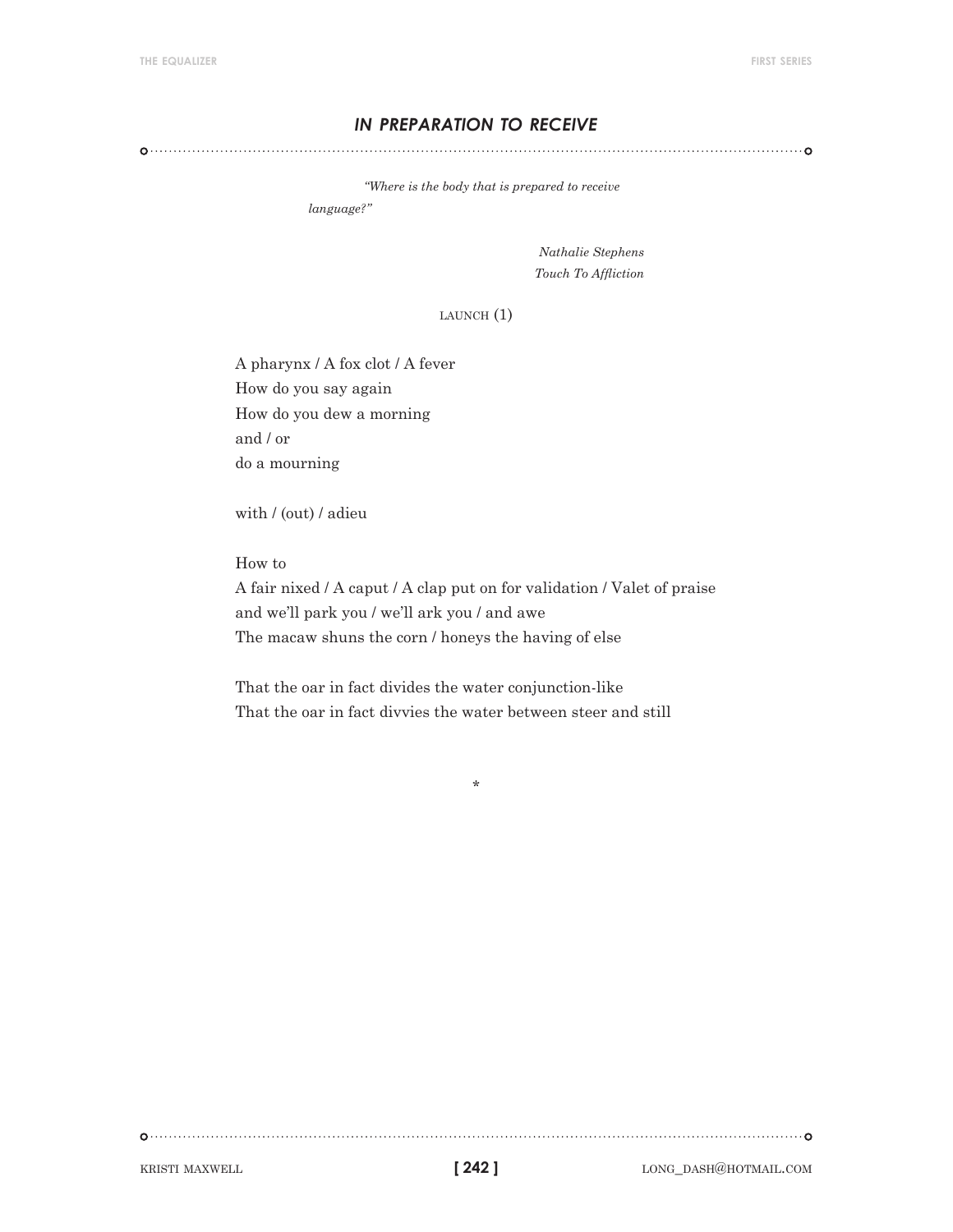## *IN PREPARATION TO RECEIVE*

> *"Where is the body that is prepared to receive language?"*
>
> *Nathalie Stephens*
> *Touch To Affliction*

LAUNCH (1)

A pharynx / A fox clot / A fever  
How do you say again  
How do you dew a morning  
and / or  
do a mourning

with / (out) / adieu

How to  
A fair nixed / A caput / A clap put on for validation / Valet of praise  
and we'll park you / we'll ark you / and awe  
The macaw shuns the corn / honeys the having of else

That the oar in fact divides the water conjunction-like  
That the oar in fact divvies the water between steer and still

*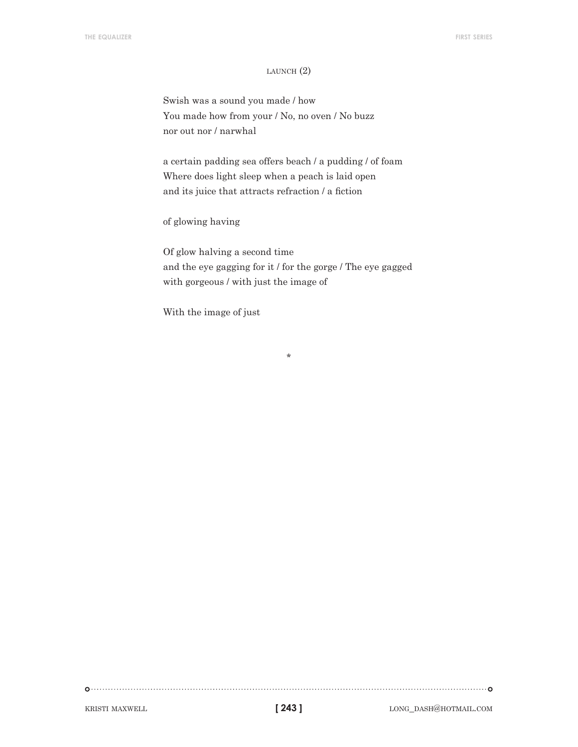### LAUNCH (2)

Swish was a sound you made / how
You made how from your / No, no oven / No buzz
nor out nor / narwhal

a certain padding sea offers beach / a pudding / of foam
Where does light sleep when a peach is laid open
and its juice that attracts refraction / a fiction

of glowing having

Of glow halving a second time
and the eye gagging for it / for the gorge / The eye gagged
with gorgeous / with just the image of

With the image of just

*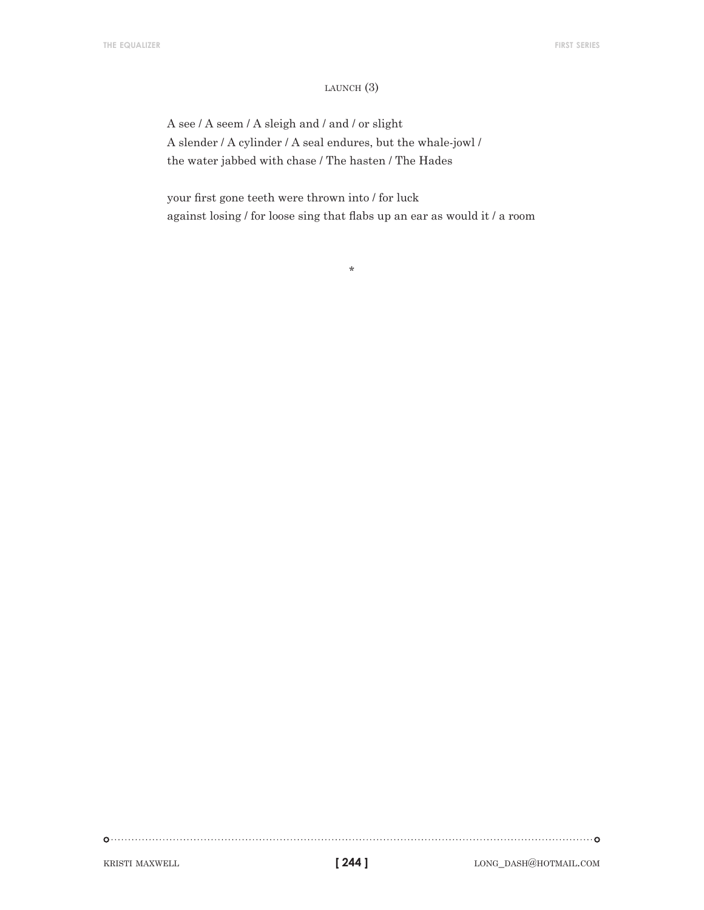## LAUNCH (3)

A see / A seem / A sleigh and / and / or slight  
A slender / A cylinder / A seal endures, but the whale-jowl /  
the water jabbed with chase / The hasten / The Hades

your first gone teeth were thrown into / for luck  
against losing / for loose sing that flabs up an ear as would it / a room

*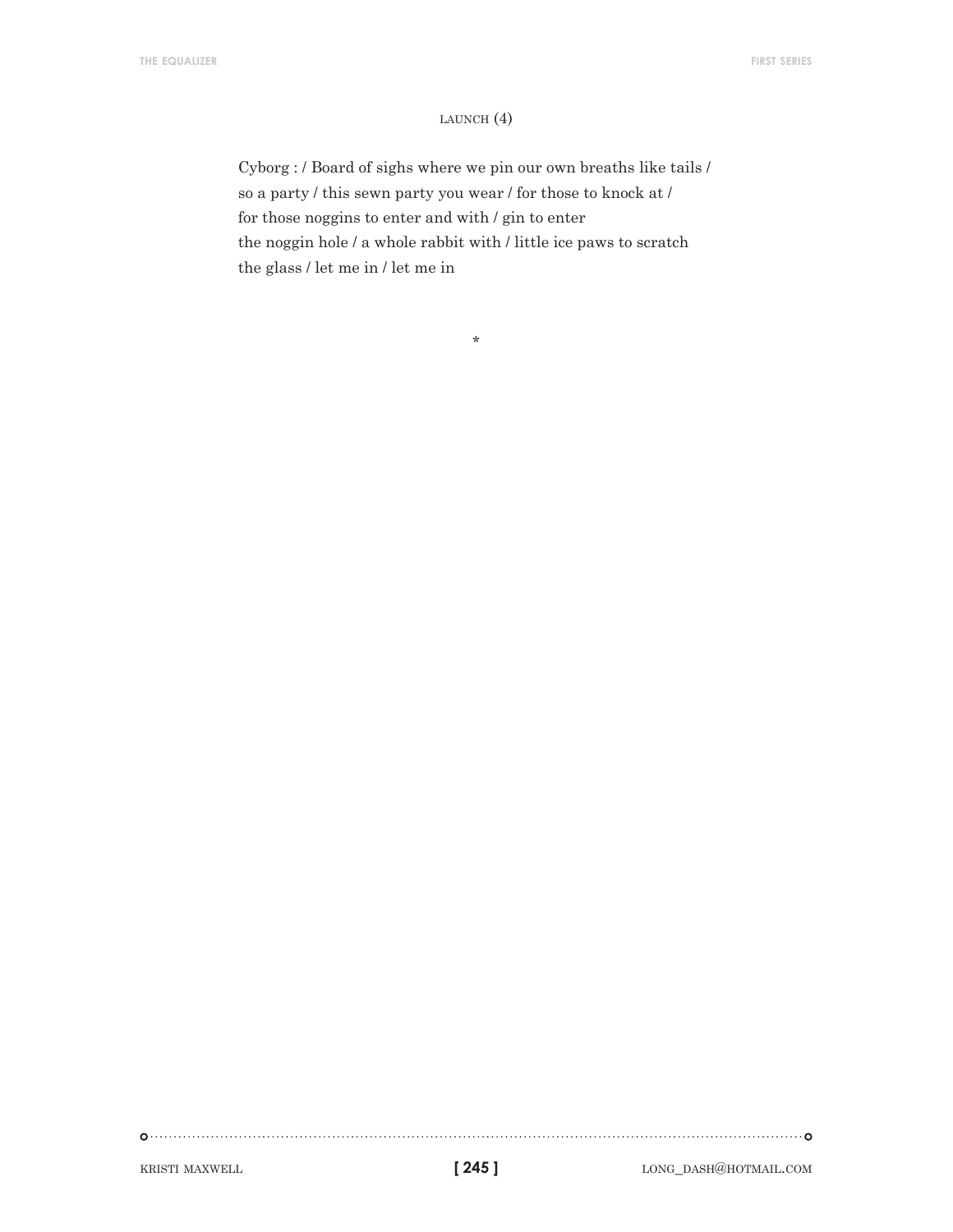## LAUNCH (4)

Cyborg : / Board of sighs where we pin our own breaths like tails /
so a party / this sewn party you wear / for those to knock at /
for those noggins to enter and with / gin to enter
the noggin hole / a whole rabbit with / little ice paws to scratch
the glass / let me in / let me in

*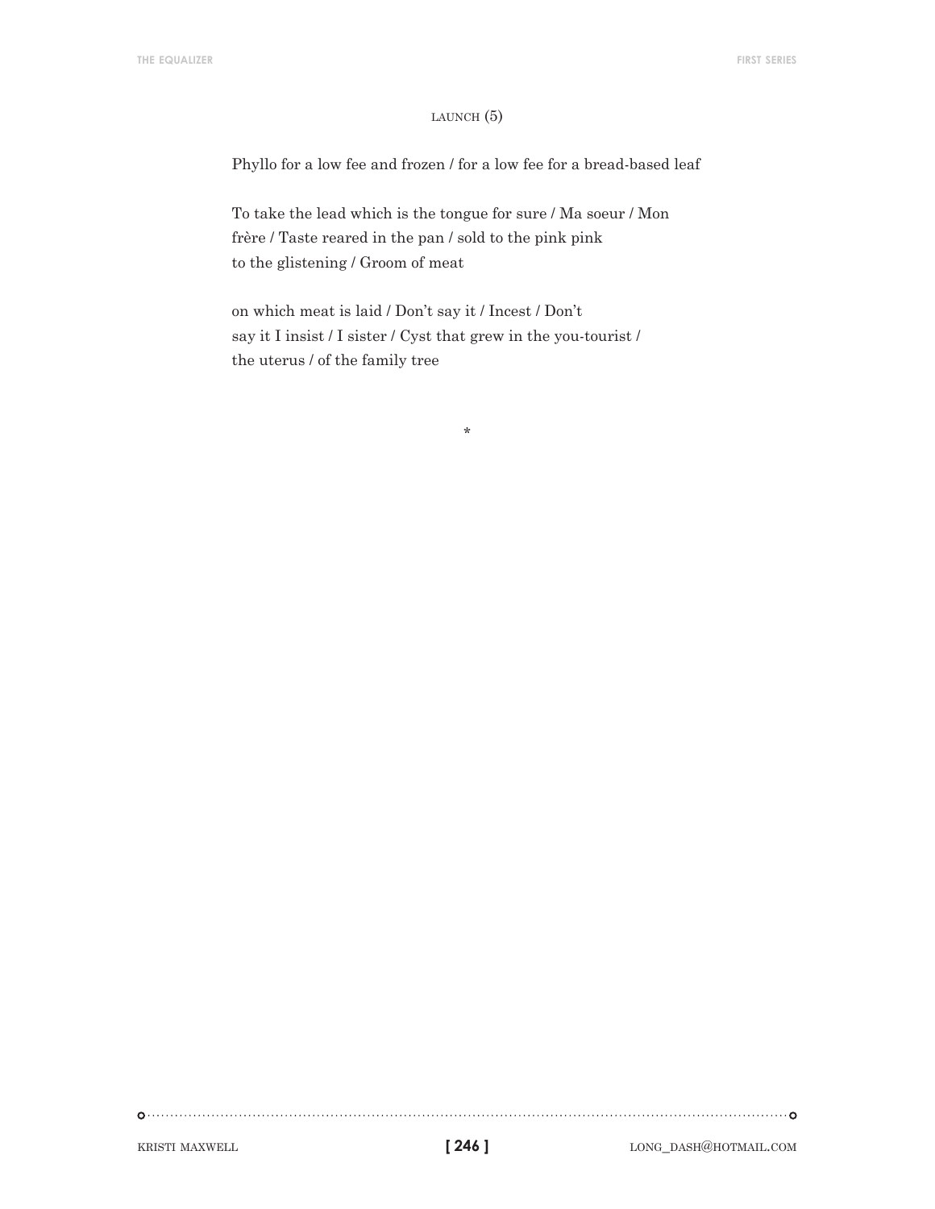## LAUNCH (5)

Phyllo for a low fee and frozen / for a low fee for a bread-based leaf

To take the lead which is the tongue for sure / Ma soeur / Mon  
frère / Taste reared in the pan / sold to the pink pink  
to the glistening / Groom of meat

on which meat is laid / Don't say it / Incest / Don't  
say it I insist / I sister / Cyst that grew in the you-tourist /  
the uterus / of the family tree

*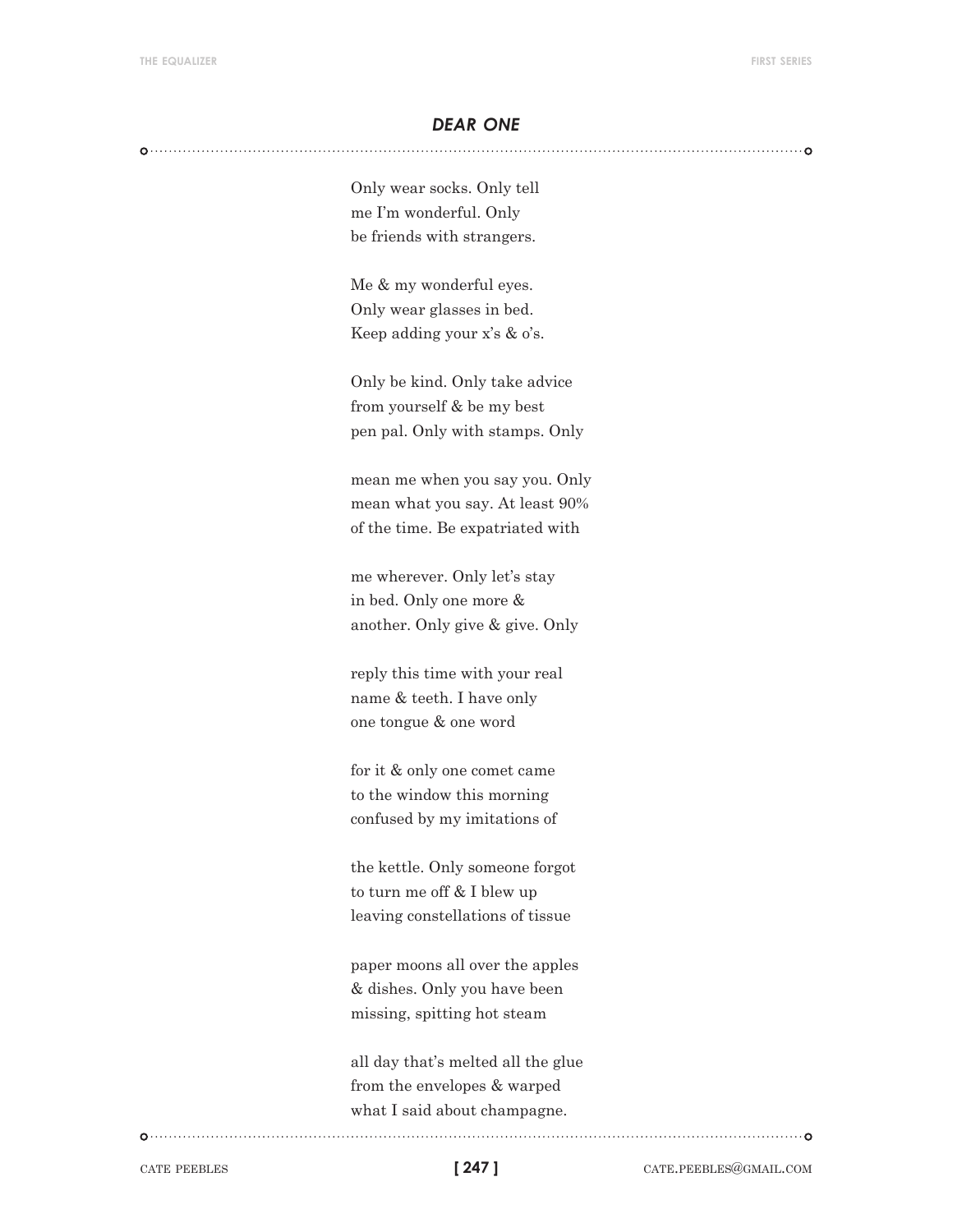## *DEAR ONE*

Only wear socks. Only tell  
me I'm wonderful. Only  
be friends with strangers.

Me & my wonderful eyes.  
Only wear glasses in bed.  
Keep adding your x's & o's.

Only be kind. Only take advice  
from yourself & be my best  
pen pal. Only with stamps. Only

mean me when you say you. Only  
mean what you say. At least 90%  
of the time. Be expatriated with

me wherever. Only let's stay  
in bed. Only one more &  
another. Only give & give. Only

reply this time with your real  
name & teeth. I have only  
one tongue & one word

for it & only one comet came  
to the window this morning  
confused by my imitations of

the kettle. Only someone forgot  
to turn me off & I blew up  
leaving constellations of tissue

paper moons all over the apples  
& dishes. Only you have been  
missing, spitting hot steam

all day that's melted all the glue  
from the envelopes & warped  
what I said about champagne.

CATE PEEBLES  
CATE.PEEBLES@GMAIL.COM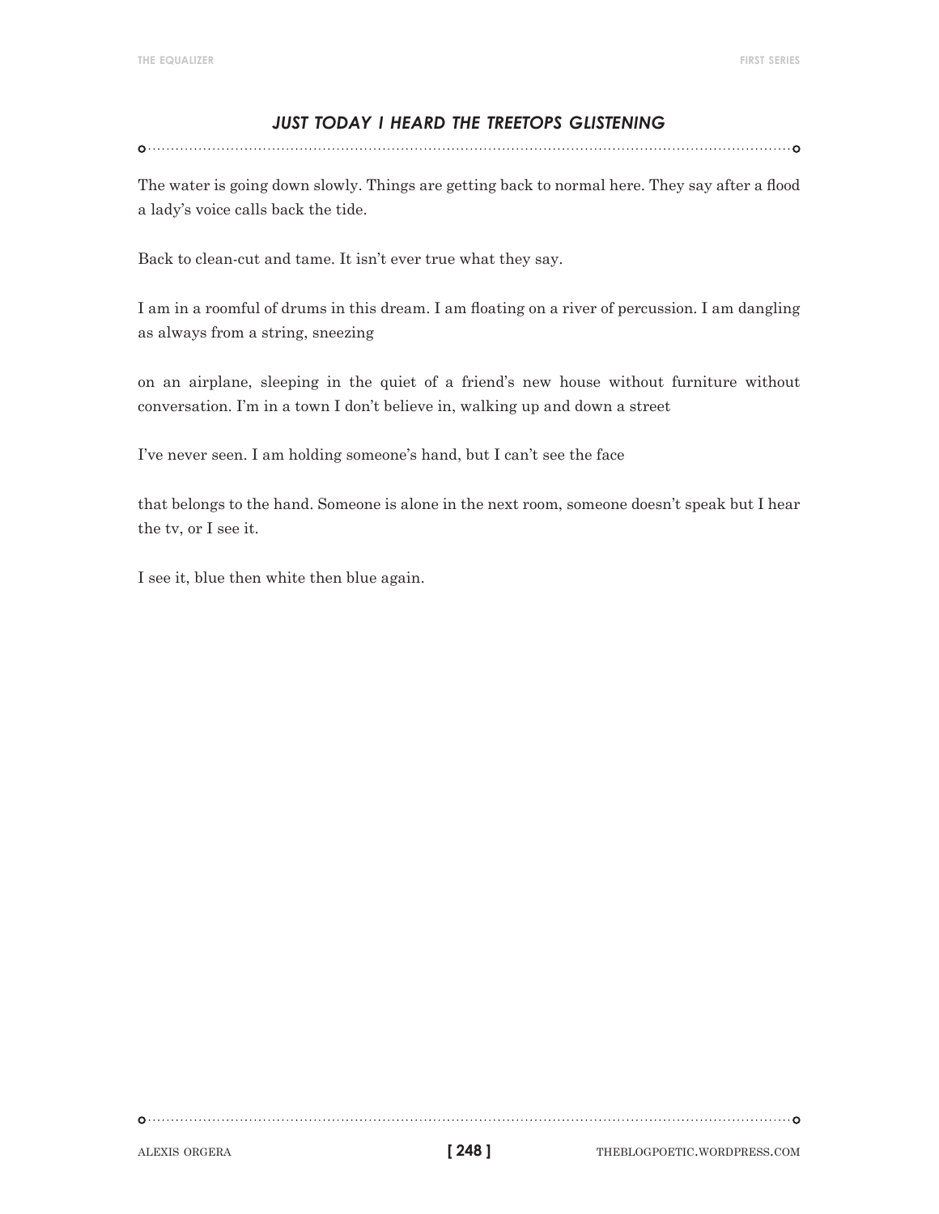## *JUST TODAY I HEARD THE TREETOPS GLISTENING*

The water is going down slowly. Things are getting back to normal here. They say after a flood a lady's voice calls back the tide.

Back to clean-cut and tame. It isn't ever true what they say.

I am in a roomful of drums in this dream. I am floating on a river of percussion. I am dangling as always from a string, sneezing

on an airplane, sleeping in the quiet of a friend's new house without furniture without conversation. I'm in a town I don't believe in, walking up and down a street

I've never seen. I am holding someone's hand, but I can't see the face

that belongs to the hand. Someone is alone in the next room, someone doesn't speak but I hear the tv, or I see it.

I see it, blue then white then blue again.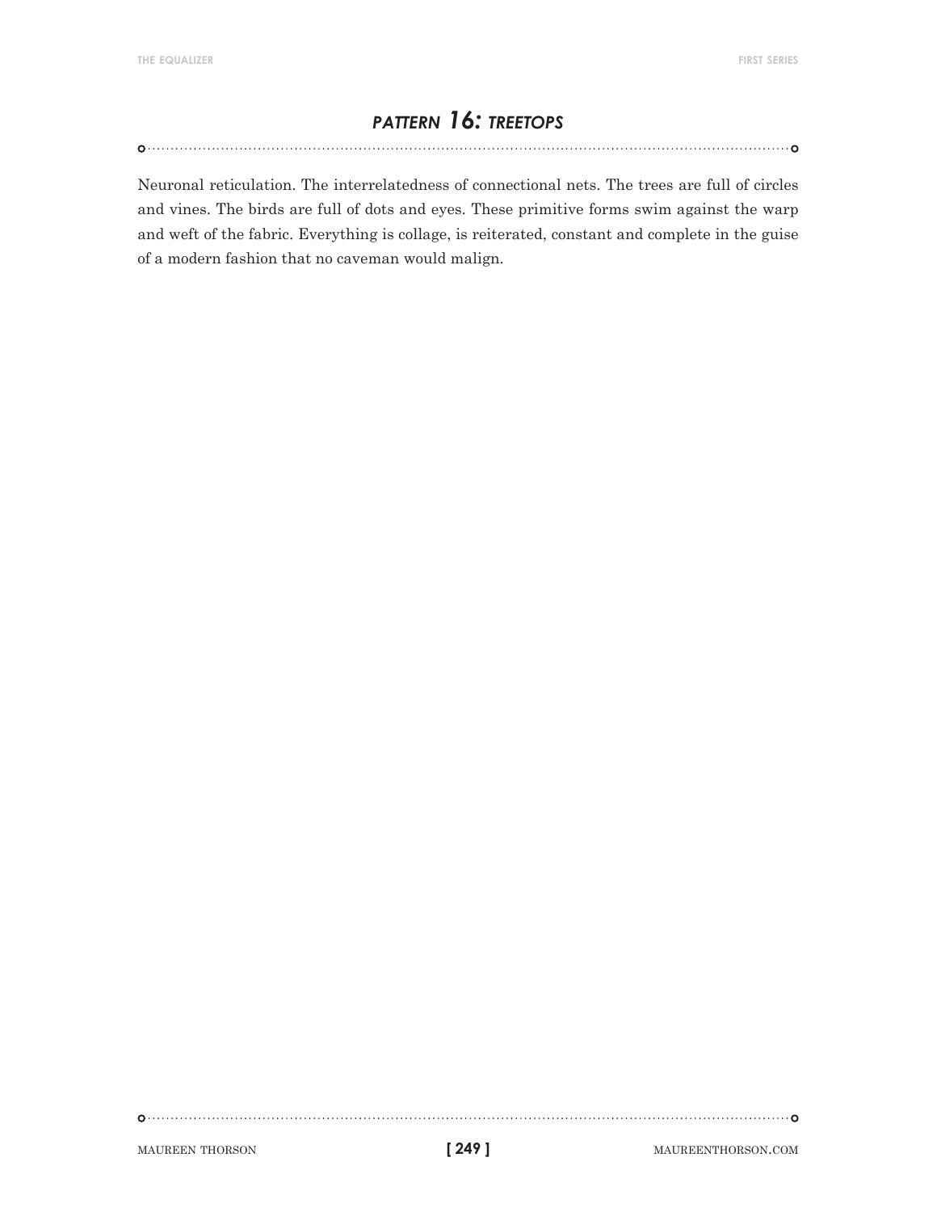## *PATTERN 16: TREETOPS*

Neuronal reticulation. The interrelatedness of connectional nets. The trees are full of circles and vines. The birds are full of dots and eyes. These primitive forms swim against the warp and weft of the fabric. Everything is collage, is reiterated, constant and complete in the guise of a modern fashion that no caveman would malign.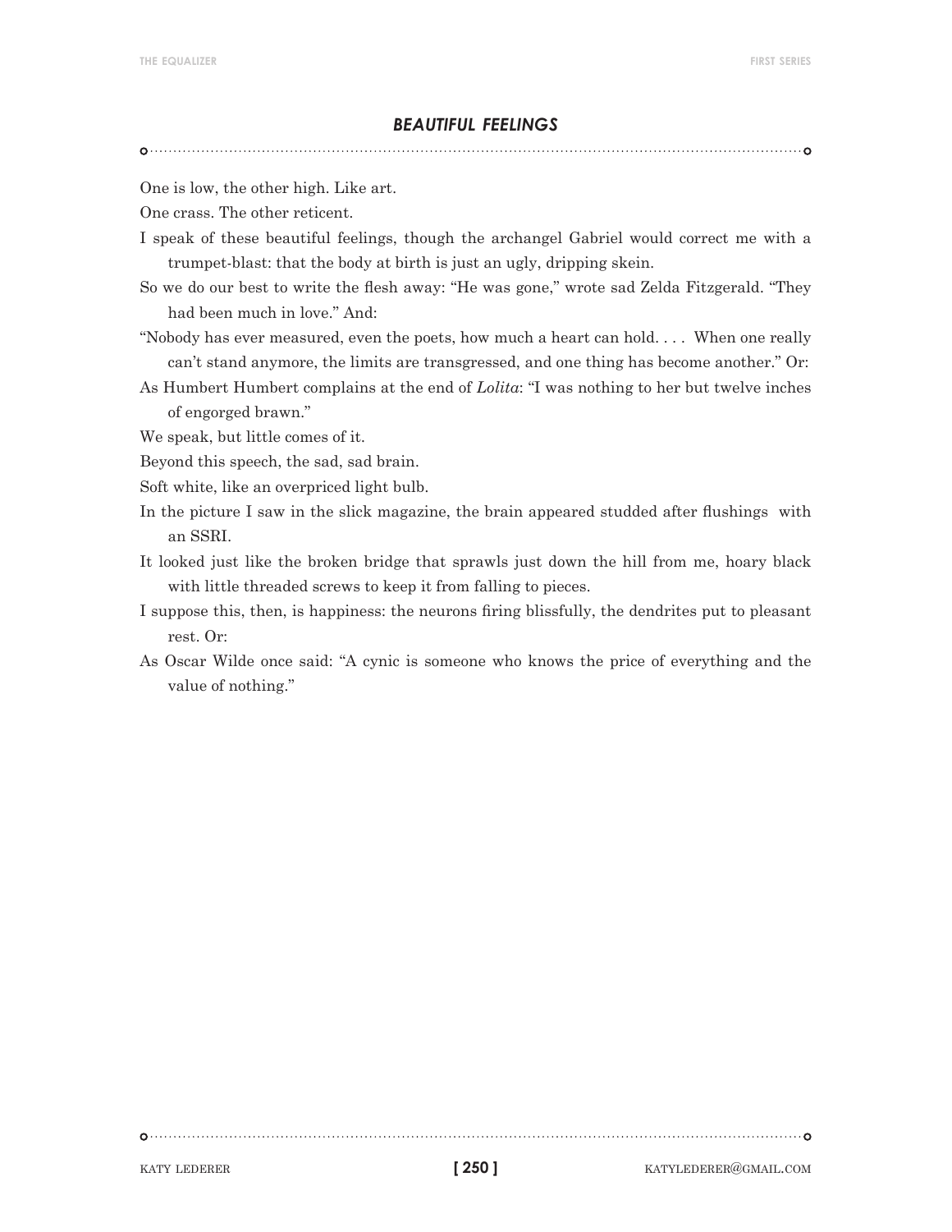### *BEAUTIFUL FEELINGS*

One is low, the other high. Like art.

One crass. The other reticent.

I speak of these beautiful feelings, though the archangel Gabriel would correct me with a trumpet-blast: that the body at birth is just an ugly, dripping skein.

So we do our best to write the flesh away: “He was gone,” wrote sad Zelda Fitzgerald. “They had been much in love.” And:

“Nobody has ever measured, even the poets, how much a heart can hold. . . . When one really can’t stand anymore, the limits are transgressed, and one thing has become another.” Or:

As Humbert Humbert complains at the end of *Lolita*: “I was nothing to her but twelve inches of engorged brawn.”

We speak, but little comes of it.

Beyond this speech, the sad, sad brain.

Soft white, like an overpriced light bulb.

In the picture I saw in the slick magazine, the brain appeared studded after flushings with an SSRI.

It looked just like the broken bridge that sprawls just down the hill from me, hoary black with little threaded screws to keep it from falling to pieces.

I suppose this, then, is happiness: the neurons firing blissfully, the dendrites put to pleasant rest. Or:

As Oscar Wilde once said: “A cynic is someone who knows the price of everything and the value of nothing.”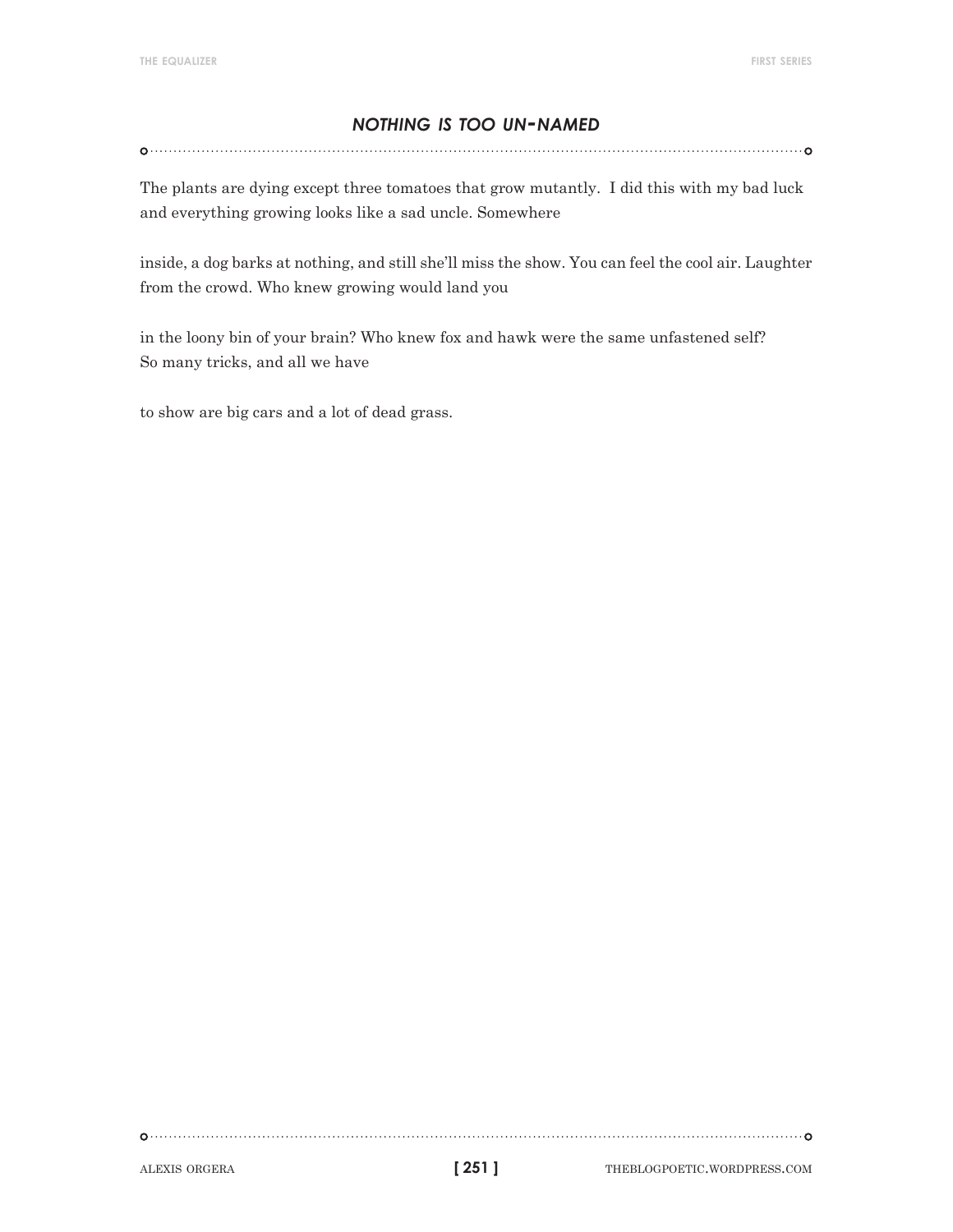## *NOTHING IS TOO UN-NAMED*

The plants are dying except three tomatoes that grow mutantly. I did this with my bad luck
and everything growing looks like a sad uncle. Somewhere

inside, a dog barks at nothing, and still she'll miss the show. You can feel the cool air. Laughter
from the crowd. Who knew growing would land you

in the loony bin of your brain? Who knew fox and hawk were the same unfastened self?
So many tricks, and all we have

to show are big cars and a lot of dead grass.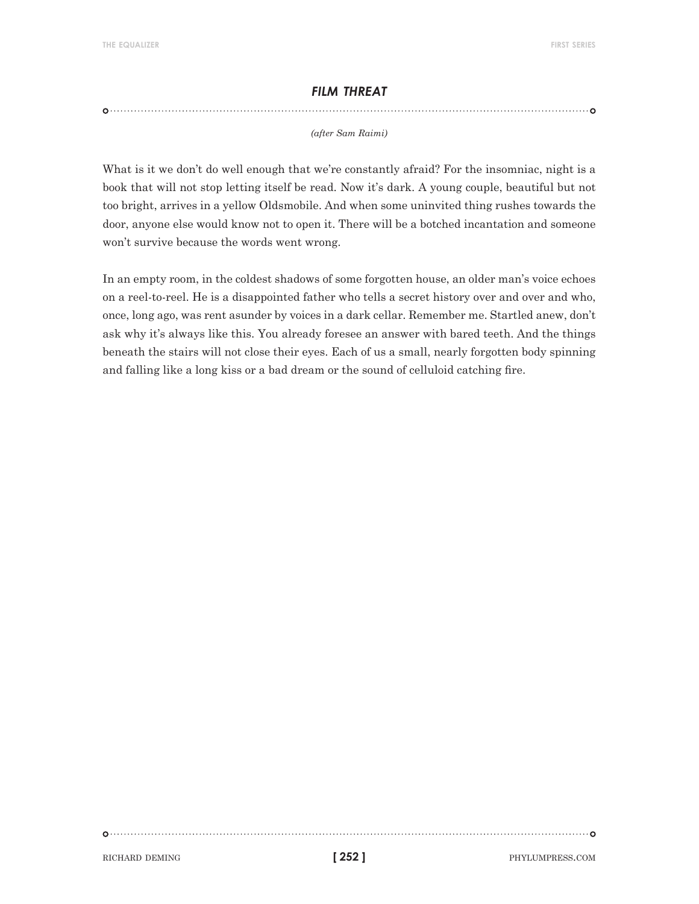## *FILM THREAT*

*(after Sam Raimi)*

What is it we don't do well enough that we're constantly afraid? For the insomniac, night is a book that will not stop letting itself be read. Now it's dark. A young couple, beautiful but not too bright, arrives in a yellow Oldsmobile. And when some uninvited thing rushes towards the door, anyone else would know not to open it. There will be a botched incantation and someone won't survive because the words went wrong.

In an empty room, in the coldest shadows of some forgotten house, an older man's voice echoes on a reel-to-reel. He is a disappointed father who tells a secret history over and over and who, once, long ago, was rent asunder by voices in a dark cellar. Remember me. Startled anew, don't ask why it's always like this. You already foresee an answer with bared teeth. And the things beneath the stairs will not close their eyes. Each of us a small, nearly forgotten body spinning and falling like a long kiss or a bad dream or the sound of celluloid catching fire.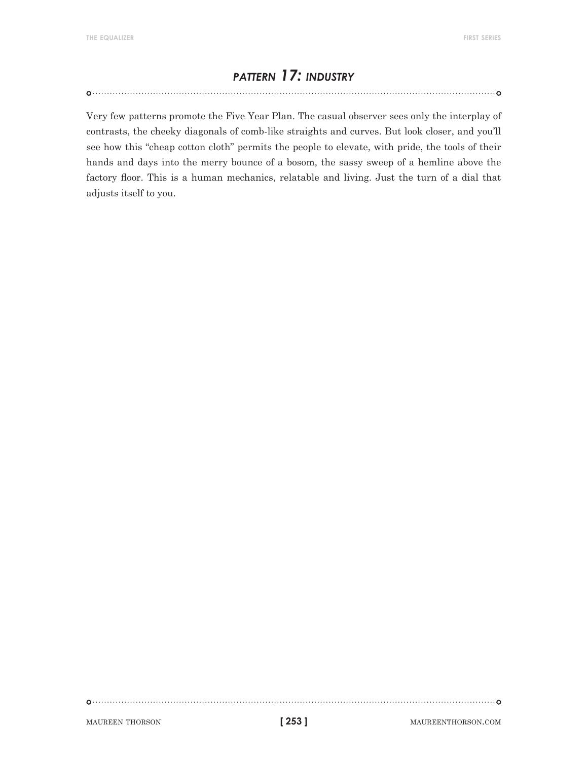## *PATTERN 17: INDUSTRY*

Very few patterns promote the Five Year Plan. The casual observer sees only the interplay of contrasts, the cheeky diagonals of comb-like straights and curves. But look closer, and you'll see how this "cheap cotton cloth" permits the people to elevate, with pride, the tools of their hands and days into the merry bounce of a bosom, the sassy sweep of a hemline above the factory floor. This is a human mechanics, relatable and living. Just the turn of a dial that adjusts itself to you.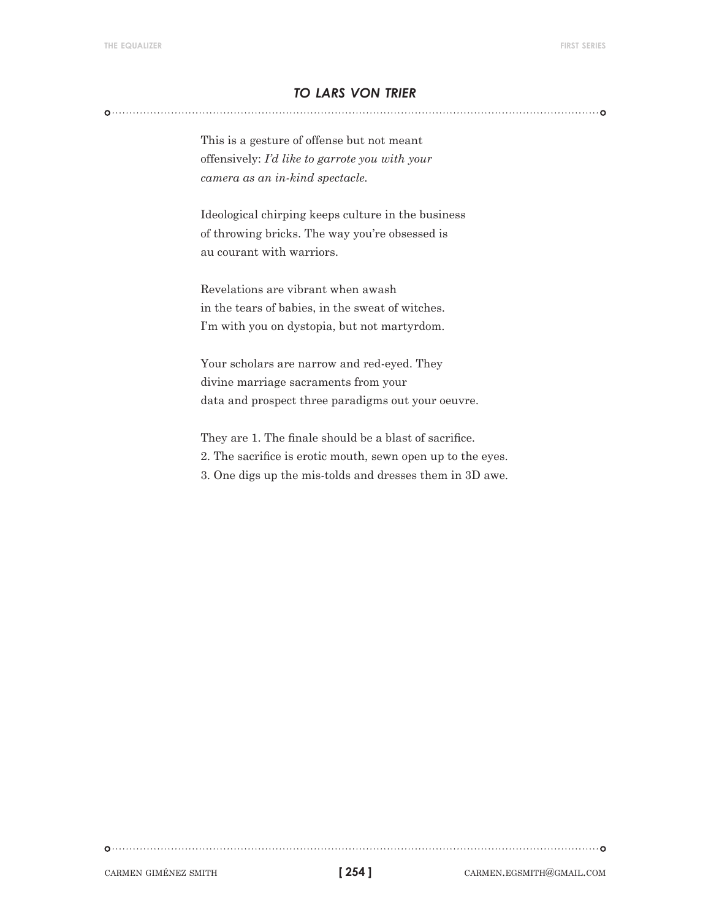## *TO LARS VON TRIER*

This is a gesture of offense but not meant
offensively: *I'd like to garrote you with your
camera as an in-kind spectacle.*

Ideological chirping keeps culture in the business
of throwing bricks. The way you're obsessed is
au courant with warriors.

Revelations are vibrant when awash
in the tears of babies, in the sweat of witches.
I'm with you on dystopia, but not martyrdom.

Your scholars are narrow and red-eyed. They
divine marriage sacraments from your
data and prospect three paradigms out your oeuvre.

They are 1. The finale should be a blast of sacrifice.
2. The sacrifice is erotic mouth, sewn open up to the eyes.
3. One digs up the mis-tolds and dresses them in 3D awe.

CARMEN GIMÉNEZ SMITH — CARMEN.EGSMITH@GMAIL.COM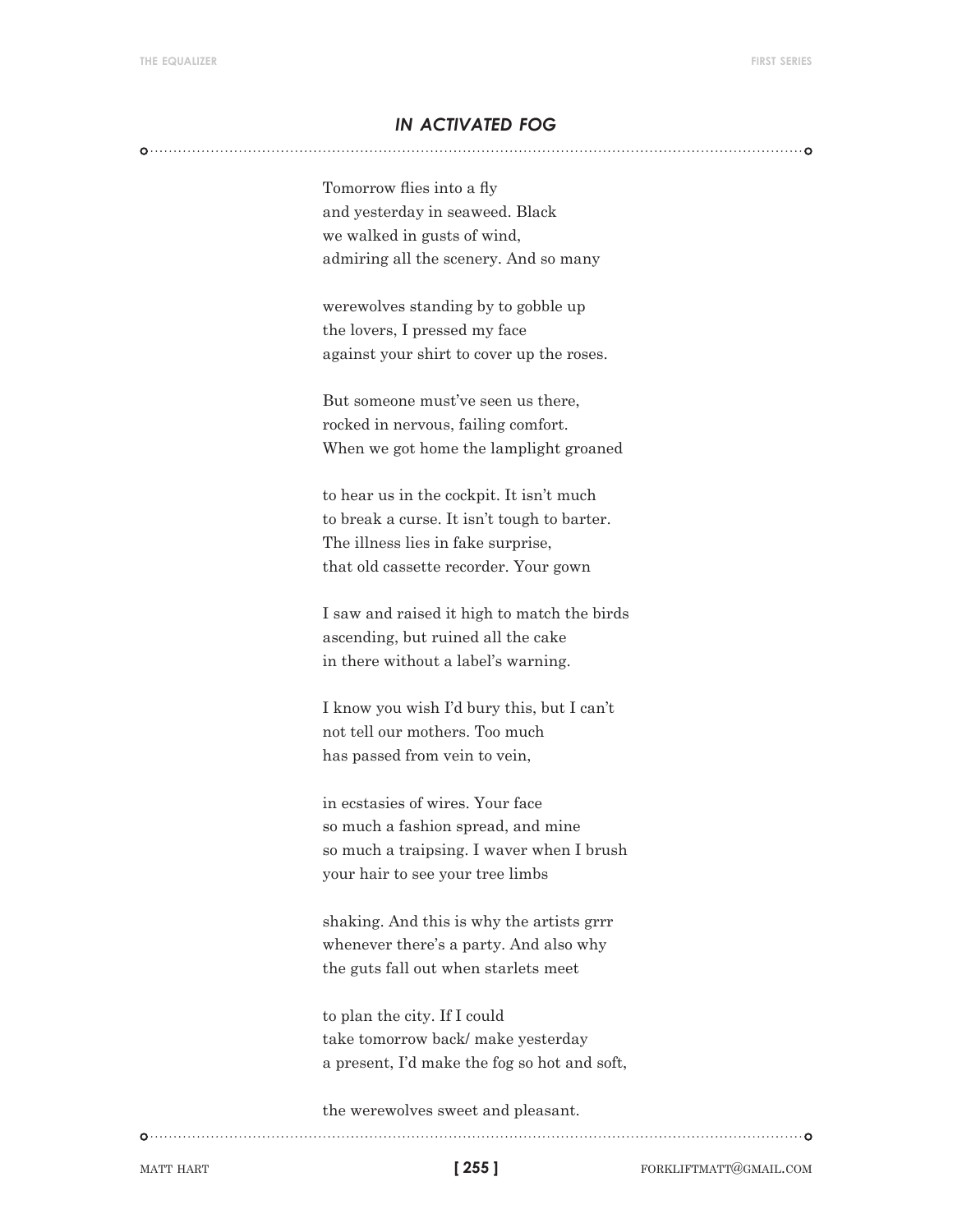## *IN ACTIVATED FOG*

Tomorrow flies into a fly  
and yesterday in seaweed. Black  
we walked in gusts of wind,  
admiring all the scenery. And so many

werewolves standing by to gobble up  
the lovers, I pressed my face  
against your shirt to cover up the roses.

But someone must've seen us there,  
rocked in nervous, failing comfort.  
When we got home the lamplight groaned

to hear us in the cockpit. It isn't much  
to break a curse. It isn't tough to barter.  
The illness lies in fake surprise,  
that old cassette recorder. Your gown

I saw and raised it high to match the birds  
ascending, but ruined all the cake  
in there without a label's warning.

I know you wish I'd bury this, but I can't  
not tell our mothers. Too much  
has passed from vein to vein,

in ecstasies of wires. Your face  
so much a fashion spread, and mine  
so much a traipsing. I waver when I brush  
your hair to see your tree limbs

shaking. And this is why the artists grrr  
whenever there's a party. And also why  
the guts fall out when starlets meet

to plan the city. If I could  
take tomorrow back/ make yesterday  
a present, I'd make the fog so hot and soft,

the werewolves sweet and pleasant.

MATT HART — FORKLIFTMATT@GMAIL.COM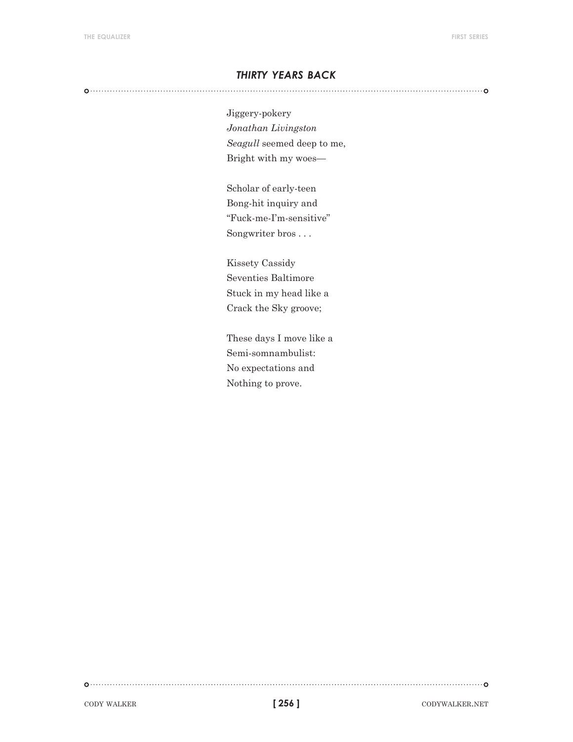## *THIRTY YEARS BACK*

Jiggery-pokery  
*Jonathan Livingston*  
*Seagull* seemed deep to me,  
Bright with my woes—

Scholar of early-teen  
Bong-hit inquiry and  
"Fuck-me-I'm-sensitive"  
Songwriter bros . . .

Kissety Cassidy  
Seventies Baltimore  
Stuck in my head like a  
Crack the Sky groove;

These days I move like a  
Semi-somnambulist:  
No expectations and  
Nothing to prove.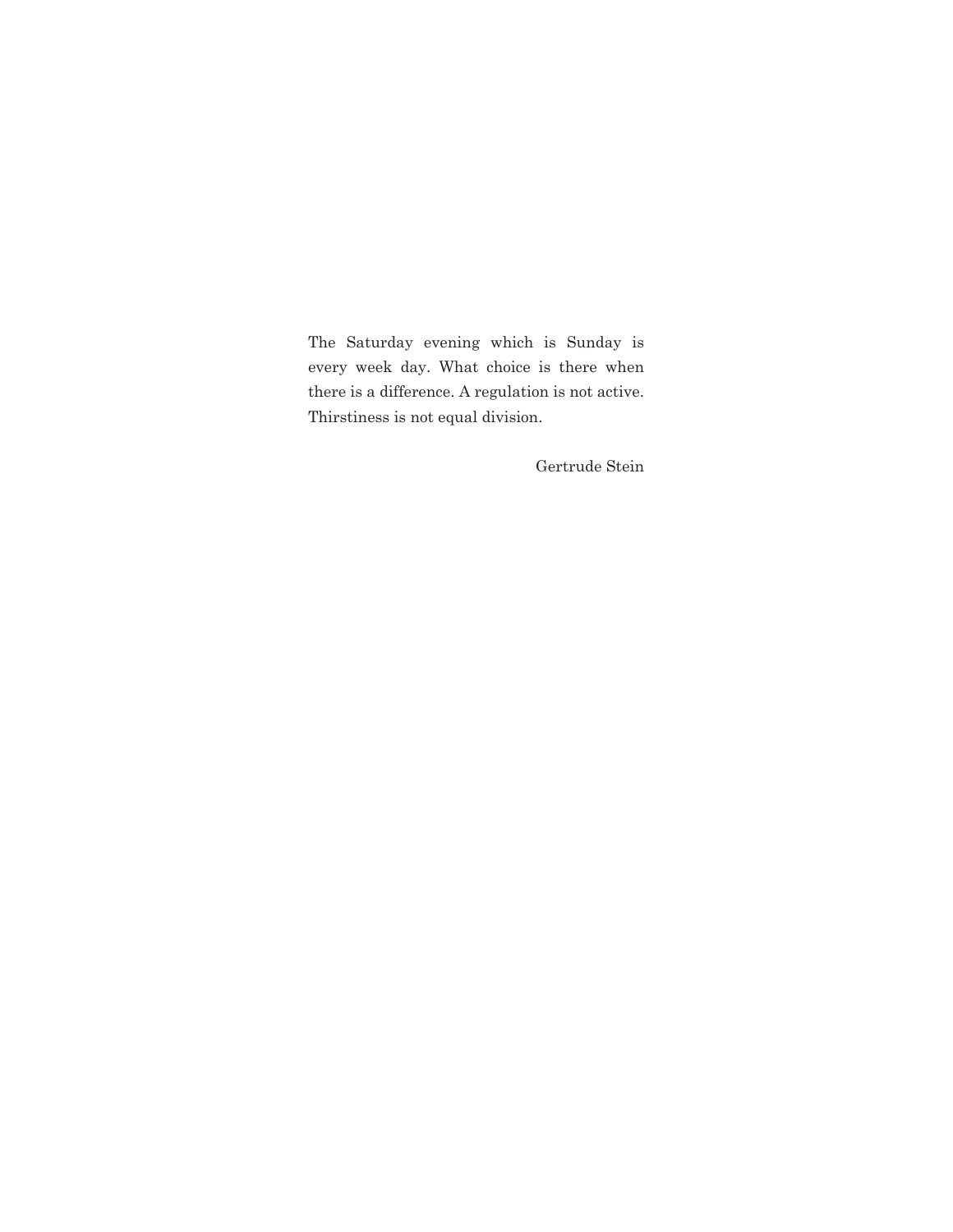The Saturday evening which is Sunday is every week day. What choice is there when there is a difference. A regulation is not active. Thirstiness is not equal division.

Gertrude Stein